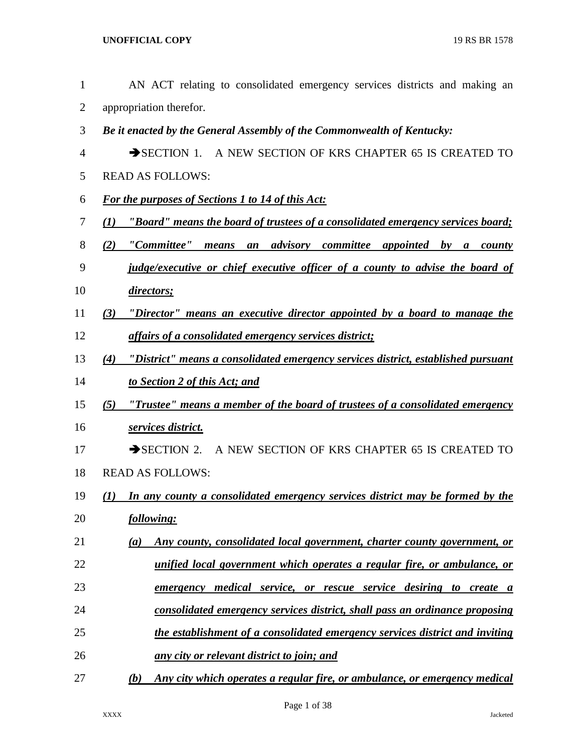AN ACT relating to consolidated emergency services districts and making an appropriation therefor.

***Be it enacted by the General Assembly of the Commonwealth of Kentucky:***

➔SECTION 1. A NEW SECTION OF KRS CHAPTER 65 IS CREATED TO READ AS FOLLOWS:

***For the purposes of Sections 1 to 14 of this Act:***

***(1) "Board" means the board of trustees of a consolidated emergency services board;***

***(2) "Committee" means an advisory committee appointed by a county judge/executive or chief executive officer of a county to advise the board of directors;***

***(3) "Director" means an executive director appointed by a board to manage the affairs of a consolidated emergency services district;***

***(4) "District" means a consolidated emergency services district, established pursuant to Section 2 of this Act; and***

***(5) "Trustee" means a member of the board of trustees of a consolidated emergency services district.***

➔SECTION 2. A NEW SECTION OF KRS CHAPTER 65 IS CREATED TO READ AS FOLLOWS:

***(1) In any county a consolidated emergency services district may be formed by the following:***

***(a) Any county, consolidated local government, charter county government, or unified local government which operates a regular fire, or ambulance, or emergency medical service, or rescue service desiring to create a consolidated emergency services district, shall pass an ordinance proposing the establishment of a consolidated emergency services district and inviting any city or relevant district to join; and***

***(b) Any city which operates a regular fire, or ambulance, or emergency medical***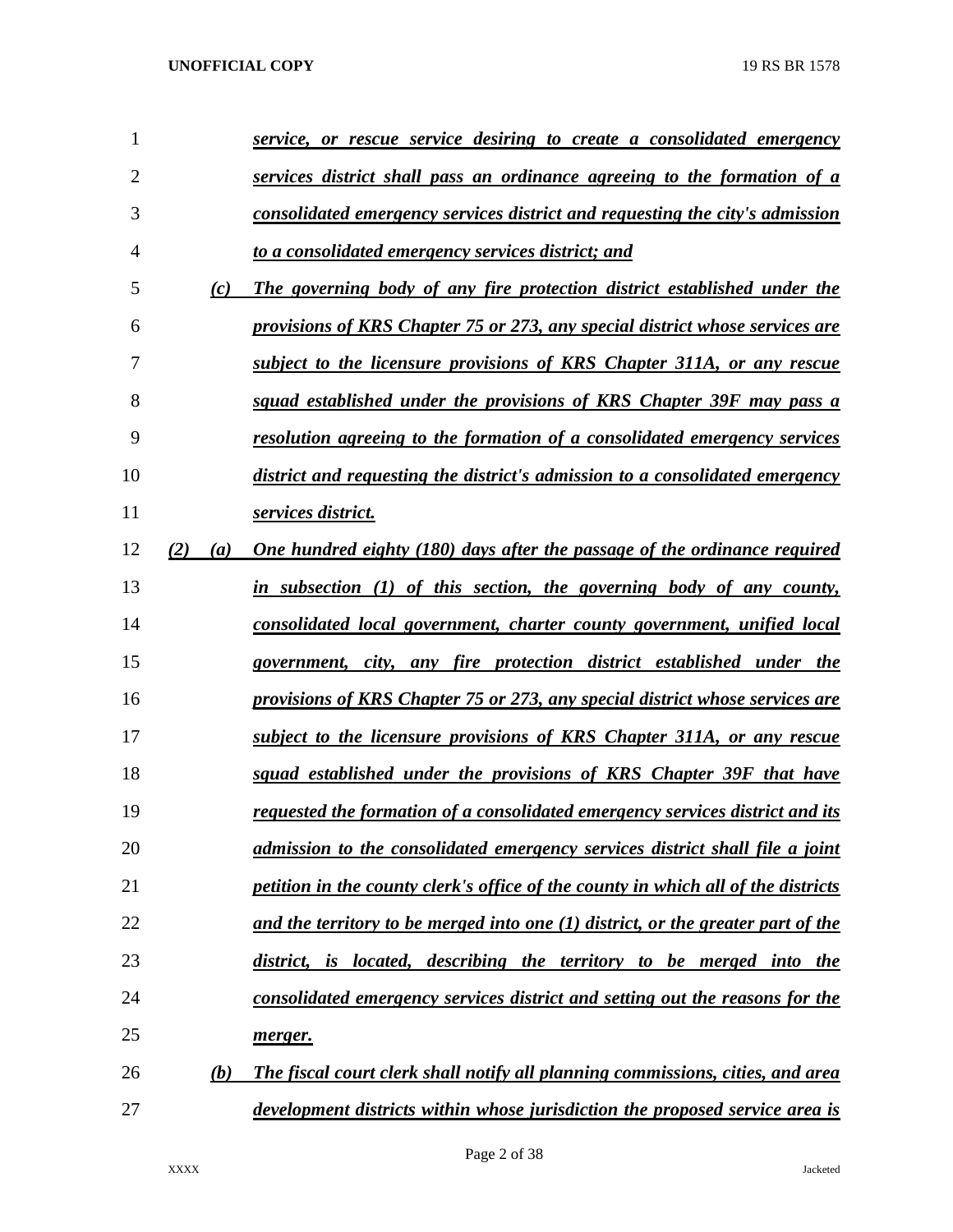*service, or rescue service desiring to create a consolidated emergency services district shall pass an ordinance agreeing to the formation of a consolidated emergency services district and requesting the city's admission to a consolidated emergency services district; and*

*(c) The governing body of any fire protection district established under the provisions of KRS Chapter 75 or 273, any special district whose services are subject to the licensure provisions of KRS Chapter 311A, or any rescue squad established under the provisions of KRS Chapter 39F may pass a resolution agreeing to the formation of a consolidated emergency services district and requesting the district's admission to a consolidated emergency services district.*

*(2) (a) One hundred eighty (180) days after the passage of the ordinance required in subsection (1) of this section, the governing body of any county, consolidated local government, charter county government, unified local government, city, any fire protection district established under the provisions of KRS Chapter 75 or 273, any special district whose services are subject to the licensure provisions of KRS Chapter 311A, or any rescue squad established under the provisions of KRS Chapter 39F that have requested the formation of a consolidated emergency services district and its admission to the consolidated emergency services district shall file a joint petition in the county clerk's office of the county in which all of the districts and the territory to be merged into one (1) district, or the greater part of the district, is located, describing the territory to be merged into the consolidated emergency services district and setting out the reasons for the merger.*

*(b) The fiscal court clerk shall notify all planning commissions, cities, and area development districts within whose jurisdiction the proposed service area is*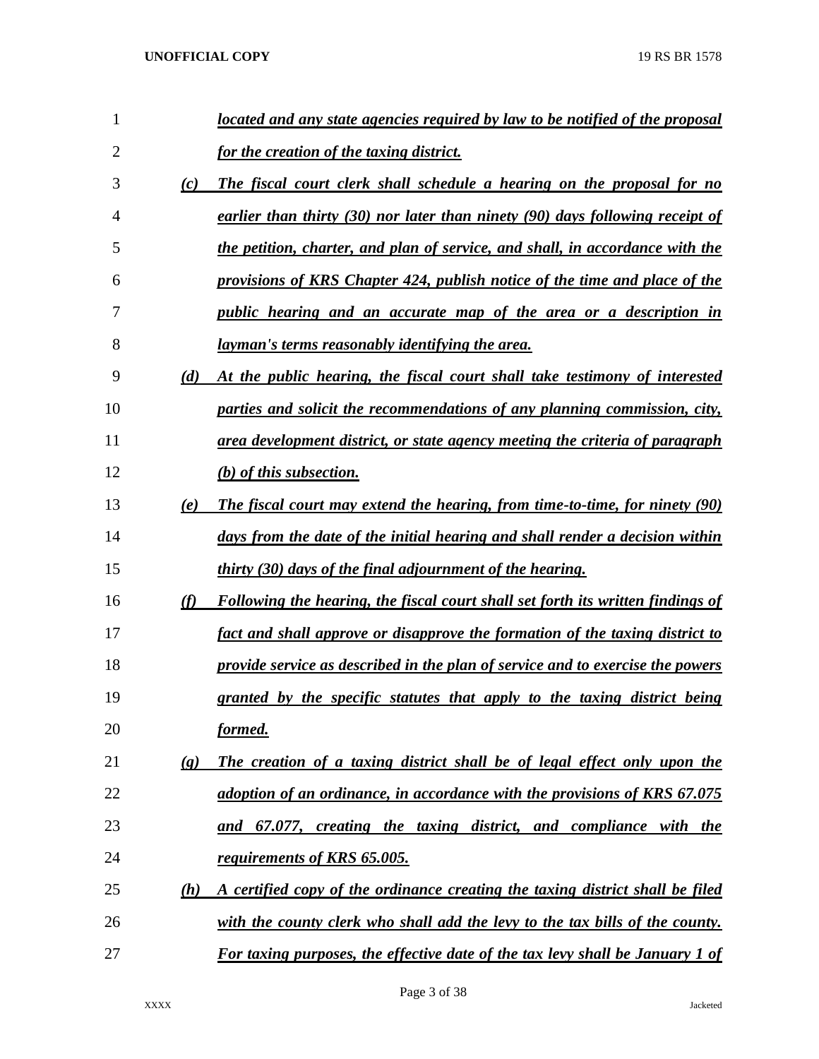*located and any state agencies required by law to be notified of the proposal for the creation of the taxing district.*

*(c) The fiscal court clerk shall schedule a hearing on the proposal for no earlier than thirty (30) nor later than ninety (90) days following receipt of the petition, charter, and plan of service, and shall, in accordance with the provisions of KRS Chapter 424, publish notice of the time and place of the public hearing and an accurate map of the area or a description in layman's terms reasonably identifying the area.*

*(d) At the public hearing, the fiscal court shall take testimony of interested parties and solicit the recommendations of any planning commission, city, area development district, or state agency meeting the criteria of paragraph (b) of this subsection.*

*(e) The fiscal court may extend the hearing, from time-to-time, for ninety (90) days from the date of the initial hearing and shall render a decision within thirty (30) days of the final adjournment of the hearing.*

*(f) Following the hearing, the fiscal court shall set forth its written findings of fact and shall approve or disapprove the formation of the taxing district to provide service as described in the plan of service and to exercise the powers granted by the specific statutes that apply to the taxing district being formed.*

*(g) The creation of a taxing district shall be of legal effect only upon the adoption of an ordinance, in accordance with the provisions of KRS 67.075 and 67.077, creating the taxing district, and compliance with the requirements of KRS 65.005.*

*(h) A certified copy of the ordinance creating the taxing district shall be filed with the county clerk who shall add the levy to the tax bills of the county. For taxing purposes, the effective date of the tax levy shall be January 1 of*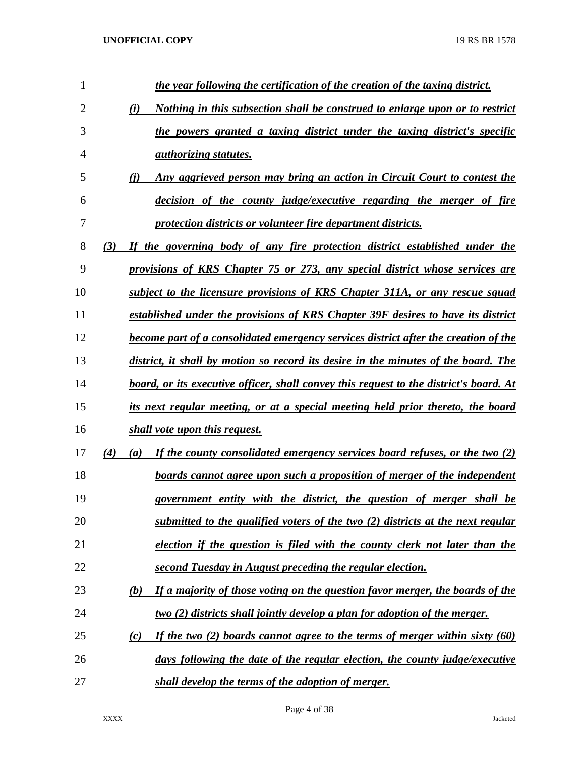*the year following the certification of the creation of the taxing district.*

(i) *Nothing in this subsection shall be construed to enlarge upon or to restrict the powers granted a taxing district under the taxing district's specific authorizing statutes.*

(j) *Any aggrieved person may bring an action in Circuit Court to contest the decision of the county judge/executive regarding the merger of fire protection districts or volunteer fire department districts.*

(3) *If the governing body of any fire protection district established under the provisions of KRS Chapter 75 or 273, any special district whose services are subject to the licensure provisions of KRS Chapter 311A, or any rescue squad established under the provisions of KRS Chapter 39F desires to have its district become part of a consolidated emergency services district after the creation of the district, it shall by motion so record its desire in the minutes of the board. The board, or its executive officer, shall convey this request to the district's board. At its next regular meeting, or at a special meeting held prior thereto, the board shall vote upon this request.*

(4) (a) *If the county consolidated emergency services board refuses, or the two (2) boards cannot agree upon such a proposition of merger of the independent government entity with the district, the question of merger shall be submitted to the qualified voters of the two (2) districts at the next regular election if the question is filed with the county clerk not later than the second Tuesday in August preceding the regular election.*

(b) *If a majority of those voting on the question favor merger, the boards of the two (2) districts shall jointly develop a plan for adoption of the merger.*

(c) *If the two (2) boards cannot agree to the terms of merger within sixty (60) days following the date of the regular election, the county judge/executive shall develop the terms of the adoption of merger.*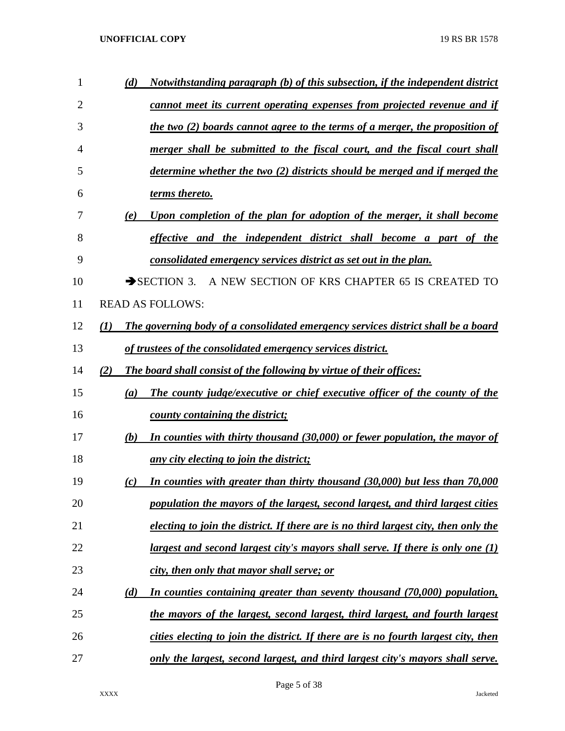*(d)* ***Notwithstanding paragraph (b) of this subsection, if the independent district cannot meet its current operating expenses from projected revenue and if the two (2) boards cannot agree to the terms of a merger, the proposition of merger shall be submitted to the fiscal court, and the fiscal court shall determine whether the two (2) districts should be merged and if merged the terms thereto.***

*(e)* ***Upon completion of the plan for adoption of the merger, it shall become effective and the independent district shall become a part of the consolidated emergency services district as set out in the plan.***

➔SECTION 3. A NEW SECTION OF KRS CHAPTER 65 IS CREATED TO READ AS FOLLOWS:

*(1)* ***The governing body of a consolidated emergency services district shall be a board of trustees of the consolidated emergency services district.***

*(2)* ***The board shall consist of the following by virtue of their offices:***

*(a)* ***The county judge/executive or chief executive officer of the county of the county containing the district;***

*(b)* ***In counties with thirty thousand (30,000) or fewer population, the mayor of any city electing to join the district;***

*(c)* ***In counties with greater than thirty thousand (30,000) but less than 70,000 population the mayors of the largest, second largest, and third largest cities electing to join the district. If there are is no third largest city, then only the largest and second largest city's mayors shall serve. If there is only one (1) city, then only that mayor shall serve; or***

*(d)* ***In counties containing greater than seventy thousand (70,000) population, the mayors of the largest, second largest, third largest, and fourth largest cities electing to join the district. If there are is no fourth largest city, then only the largest, second largest, and third largest city's mayors shall serve.***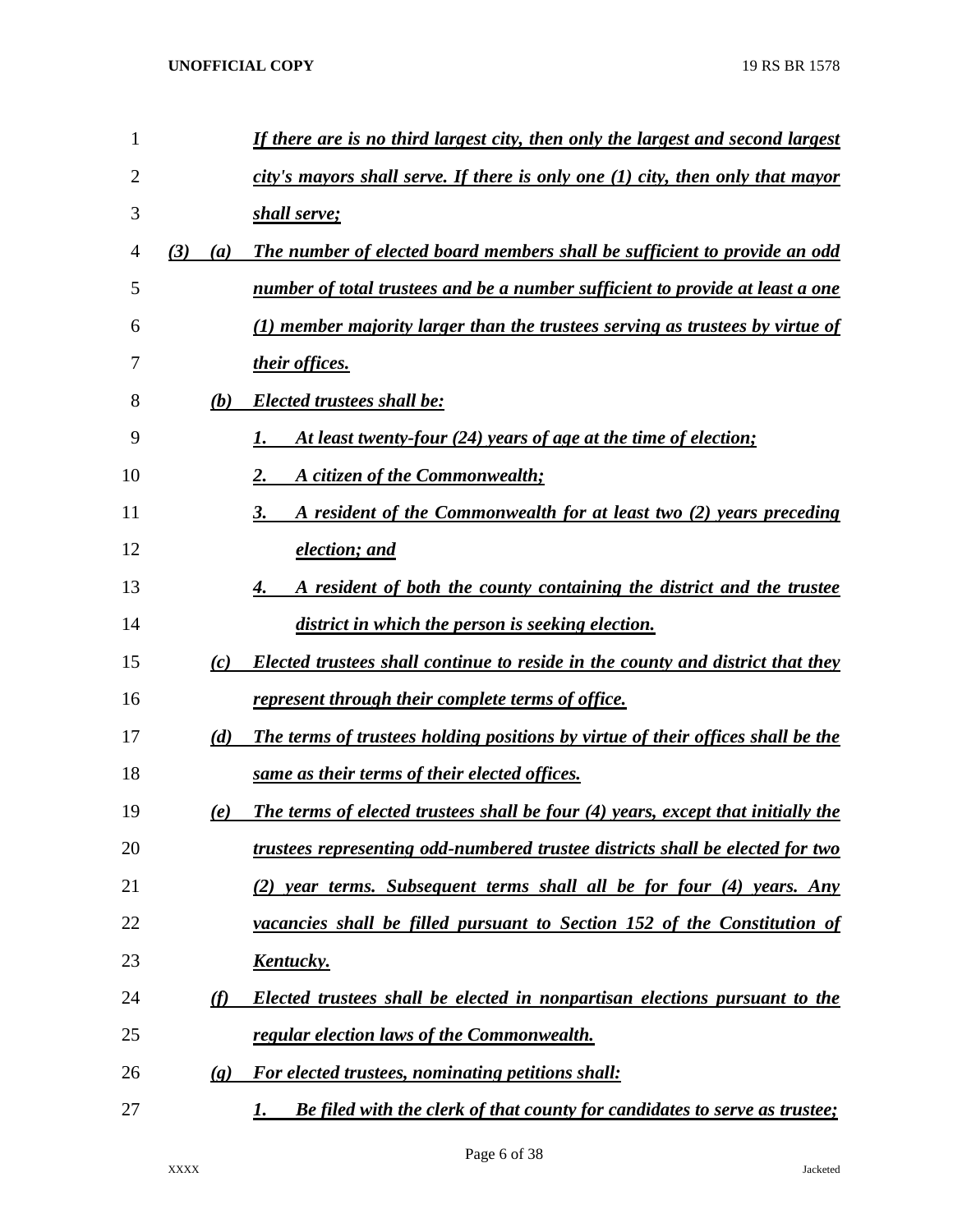*If there are is no third largest city, then only the largest and second largest city's mayors shall serve. If there is only one (1) city, then only that mayor shall serve;*

***(3)*** ***(a)*** ***The number of elected board members shall be sufficient to provide an odd number of total trustees and be a number sufficient to provide at least a one (1) member majority larger than the trustees serving as trustees by virtue of their offices.***

***(b)*** *Elected trustees shall be:*

1. *At least twenty-four (24) years of age at the time of election;*
2. *A citizen of the Commonwealth;*
3. *A resident of the Commonwealth for at least two (2) years preceding election; and*
4. *A resident of both the county containing the district and the trustee district in which the person is seeking election.*

***(c)*** *Elected trustees shall continue to reside in the county and district that they represent through their complete terms of office.*

***(d)*** *The terms of trustees holding positions by virtue of their offices shall be the same as their terms of their elected offices.*

***(e)*** *The terms of elected trustees shall be four (4) years, except that initially the trustees representing odd-numbered trustee districts shall be elected for two (2) year terms. Subsequent terms shall all be for four (4) years. Any vacancies shall be filled pursuant to Section 152 of the Constitution of Kentucky.*

***(f)*** *Elected trustees shall be elected in nonpartisan elections pursuant to the regular election laws of the Commonwealth.*

***(g)*** *For elected trustees, nominating petitions shall:*

1. *Be filed with the clerk of that county for candidates to serve as trustee;*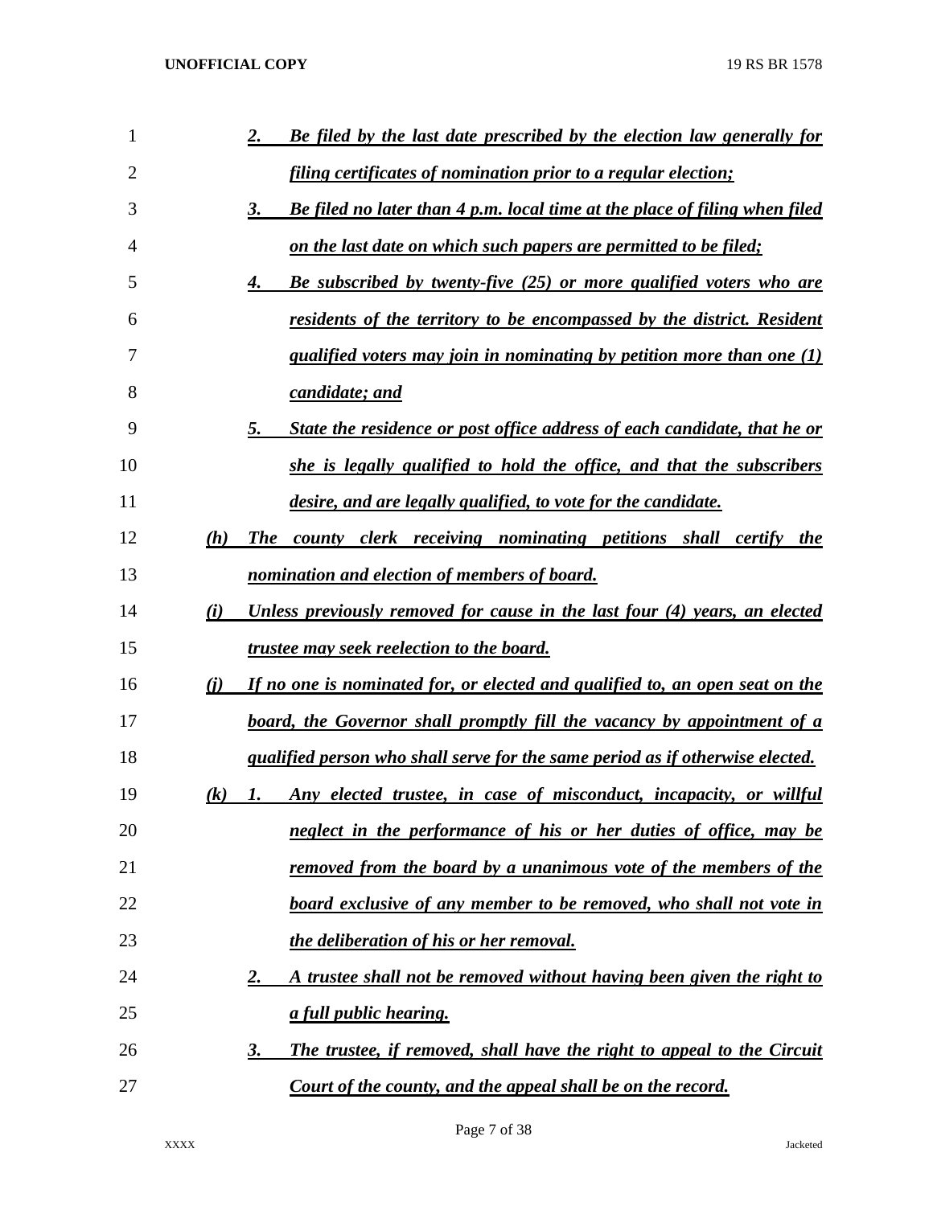2. ***Be filed by the last date prescribed by the election law generally for filing certificates of nomination prior to a regular election;***

3. ***Be filed no later than 4 p.m. local time at the place of filing when filed on the last date on which such papers are permitted to be filed;***

4. ***Be subscribed by twenty-five (25) or more qualified voters who are residents of the territory to be encompassed by the district. Resident qualified voters may join in nominating by petition more than one (1) candidate; and***

5. ***State the residence or post office address of each candidate, that he or she is legally qualified to hold the office, and that the subscribers desire, and are legally qualified, to vote for the candidate.***

***(h) The county clerk receiving nominating petitions shall certify the nomination and election of members of board.***

***(i) Unless previously removed for cause in the last four (4) years, an elected trustee may seek reelection to the board.***

***(j) If no one is nominated for, or elected and qualified to, an open seat on the board, the Governor shall promptly fill the vacancy by appointment of a qualified person who shall serve for the same period as if otherwise elected.***

***(k) 1. Any elected trustee, in case of misconduct, incapacity, or willful neglect in the performance of his or her duties of office, may be removed from the board by a unanimous vote of the members of the board exclusive of any member to be removed, who shall not vote in the deliberation of his or her removal.***

2. ***A trustee shall not be removed without having been given the right to a full public hearing.***

3. ***The trustee, if removed, shall have the right to appeal to the Circuit Court of the county, and the appeal shall be on the record.***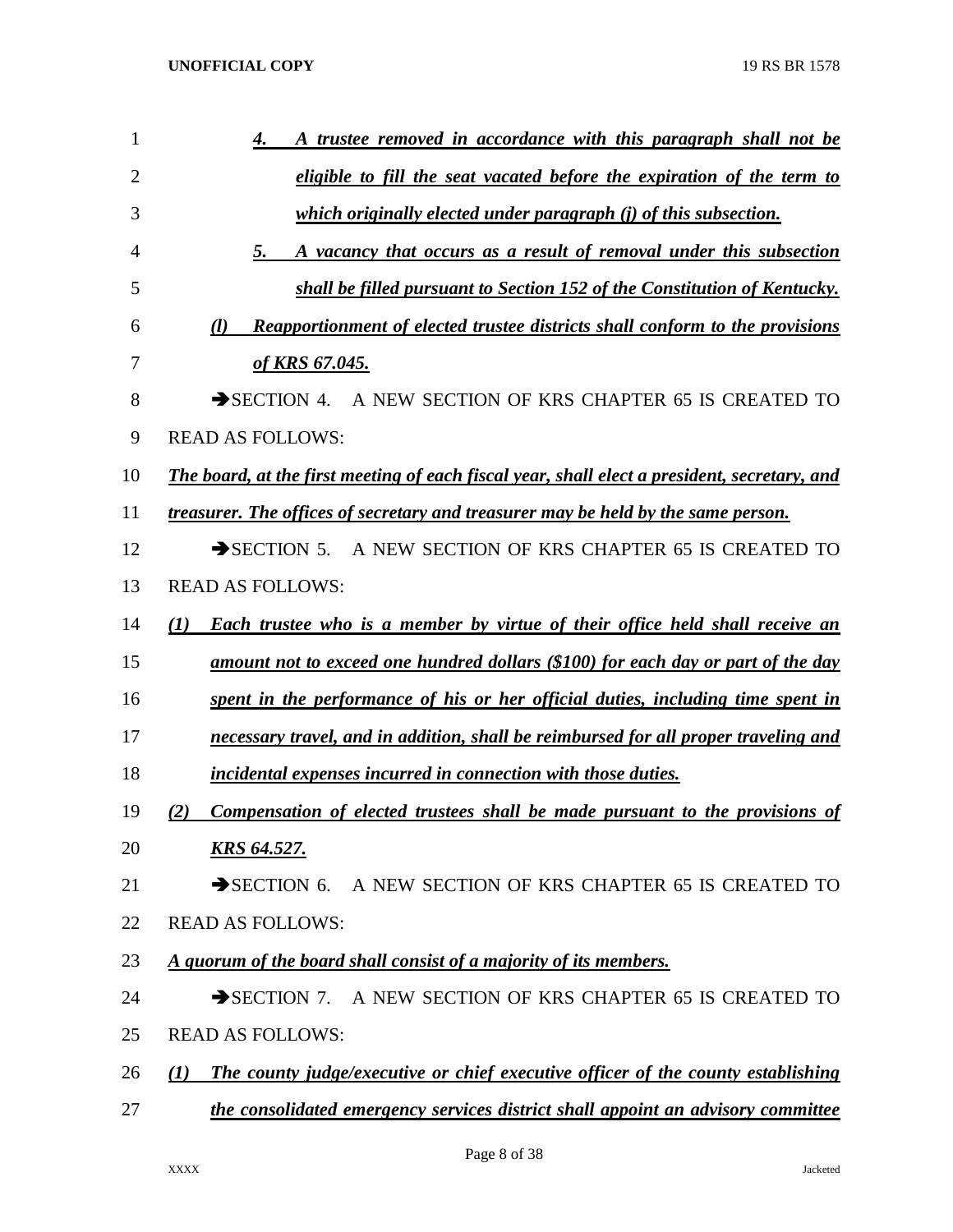*4. A trustee removed in accordance with this paragraph shall not be eligible to fill the seat vacated before the expiration of the term to which originally elected under paragraph (j) of this subsection.*

*5. A vacancy that occurs as a result of removal under this subsection shall be filled pursuant to Section 152 of the Constitution of Kentucky.*

*(l) Reapportionment of elected trustee districts shall conform to the provisions of KRS 67.045.*

➔SECTION 4. A NEW SECTION OF KRS CHAPTER 65 IS CREATED TO READ AS FOLLOWS:

*The board, at the first meeting of each fiscal year, shall elect a president, secretary, and treasurer. The offices of secretary and treasurer may be held by the same person.*

➔SECTION 5. A NEW SECTION OF KRS CHAPTER 65 IS CREATED TO READ AS FOLLOWS:

*(1) Each trustee who is a member by virtue of their office held shall receive an amount not to exceed one hundred dollars ($100) for each day or part of the day spent in the performance of his or her official duties, including time spent in necessary travel, and in addition, shall be reimbursed for all proper traveling and incidental expenses incurred in connection with those duties.*

*(2) Compensation of elected trustees shall be made pursuant to the provisions of KRS 64.527.*

➔SECTION 6. A NEW SECTION OF KRS CHAPTER 65 IS CREATED TO READ AS FOLLOWS:

*A quorum of the board shall consist of a majority of its members.*

➔SECTION 7. A NEW SECTION OF KRS CHAPTER 65 IS CREATED TO READ AS FOLLOWS:

*(1) The county judge/executive or chief executive officer of the county establishing the consolidated emergency services district shall appoint an advisory committee*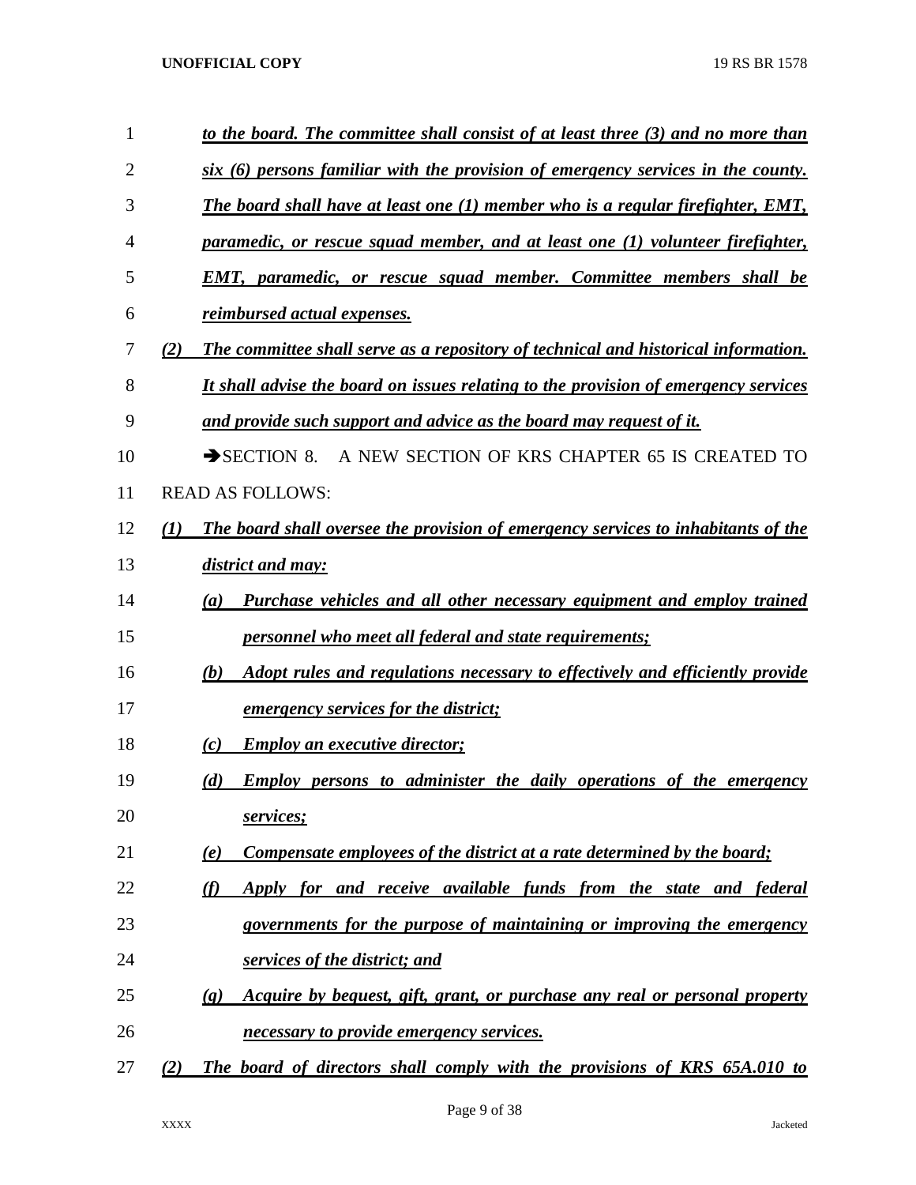*to the board. The committee shall consist of at least three (3) and no more than six (6) persons familiar with the provision of emergency services in the county. The board shall have at least one (1) member who is a regular firefighter, EMT, paramedic, or rescue squad member, and at least one (1) volunteer firefighter, EMT, paramedic, or rescue squad member. Committee members shall be reimbursed actual expenses.*

*(2) The committee shall serve as a repository of technical and historical information. It shall advise the board on issues relating to the provision of emergency services and provide such support and advice as the board may request of it.*

➔SECTION 8. A NEW SECTION OF KRS CHAPTER 65 IS CREATED TO READ AS FOLLOWS:

*(1) The board shall oversee the provision of emergency services to inhabitants of the district and may:*

*(a) Purchase vehicles and all other necessary equipment and employ trained personnel who meet all federal and state requirements;*

*(b) Adopt rules and regulations necessary to effectively and efficiently provide emergency services for the district;*

*(c) Employ an executive director;*

*(d) Employ persons to administer the daily operations of the emergency services;*

*(e) Compensate employees of the district at a rate determined by the board;*

*(f) Apply for and receive available funds from the state and federal governments for the purpose of maintaining or improving the emergency services of the district; and*

*(g) Acquire by bequest, gift, grant, or purchase any real or personal property necessary to provide emergency services.*

*(2) The board of directors shall comply with the provisions of KRS 65A.010 to*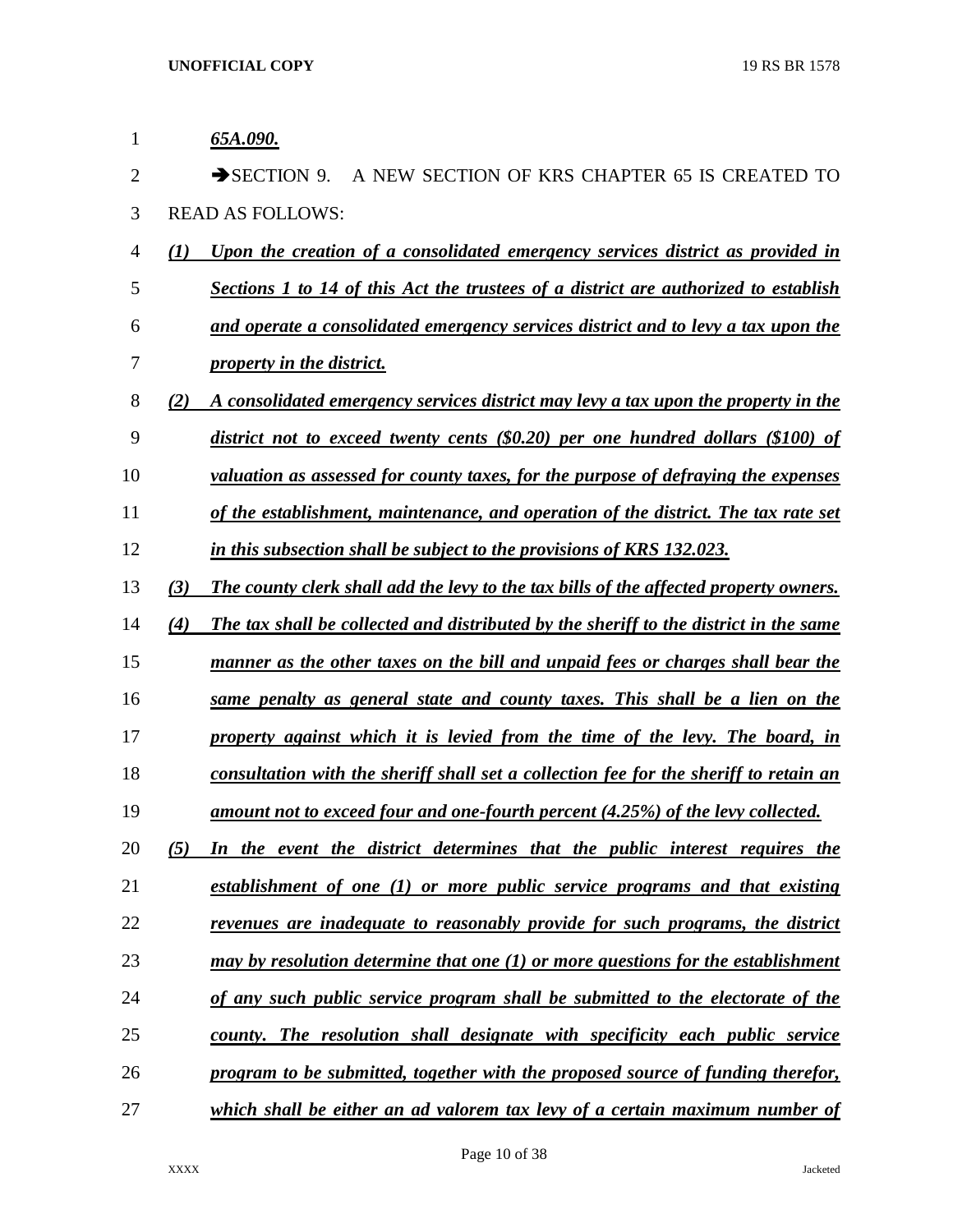*65A.090.*

➔SECTION 9. A NEW SECTION OF KRS CHAPTER 65 IS CREATED TO READ AS FOLLOWS:

*(1) Upon the creation of a consolidated emergency services district as provided in Sections 1 to 14 of this Act the trustees of a district are authorized to establish and operate a consolidated emergency services district and to levy a tax upon the property in the district.*

*(2) A consolidated emergency services district may levy a tax upon the property in the district not to exceed twenty cents ($0.20) per one hundred dollars ($100) of valuation as assessed for county taxes, for the purpose of defraying the expenses of the establishment, maintenance, and operation of the district. The tax rate set in this subsection shall be subject to the provisions of KRS 132.023.*

*(3) The county clerk shall add the levy to the tax bills of the affected property owners.*

*(4) The tax shall be collected and distributed by the sheriff to the district in the same manner as the other taxes on the bill and unpaid fees or charges shall bear the same penalty as general state and county taxes. This shall be a lien on the property against which it is levied from the time of the levy. The board, in consultation with the sheriff shall set a collection fee for the sheriff to retain an amount not to exceed four and one-fourth percent (4.25%) of the levy collected.*

*(5) In the event the district determines that the public interest requires the establishment of one (1) or more public service programs and that existing revenues are inadequate to reasonably provide for such programs, the district may by resolution determine that one (1) or more questions for the establishment of any such public service program shall be submitted to the electorate of the county. The resolution shall designate with specificity each public service program to be submitted, together with the proposed source of funding therefor, which shall be either an ad valorem tax levy of a certain maximum number of*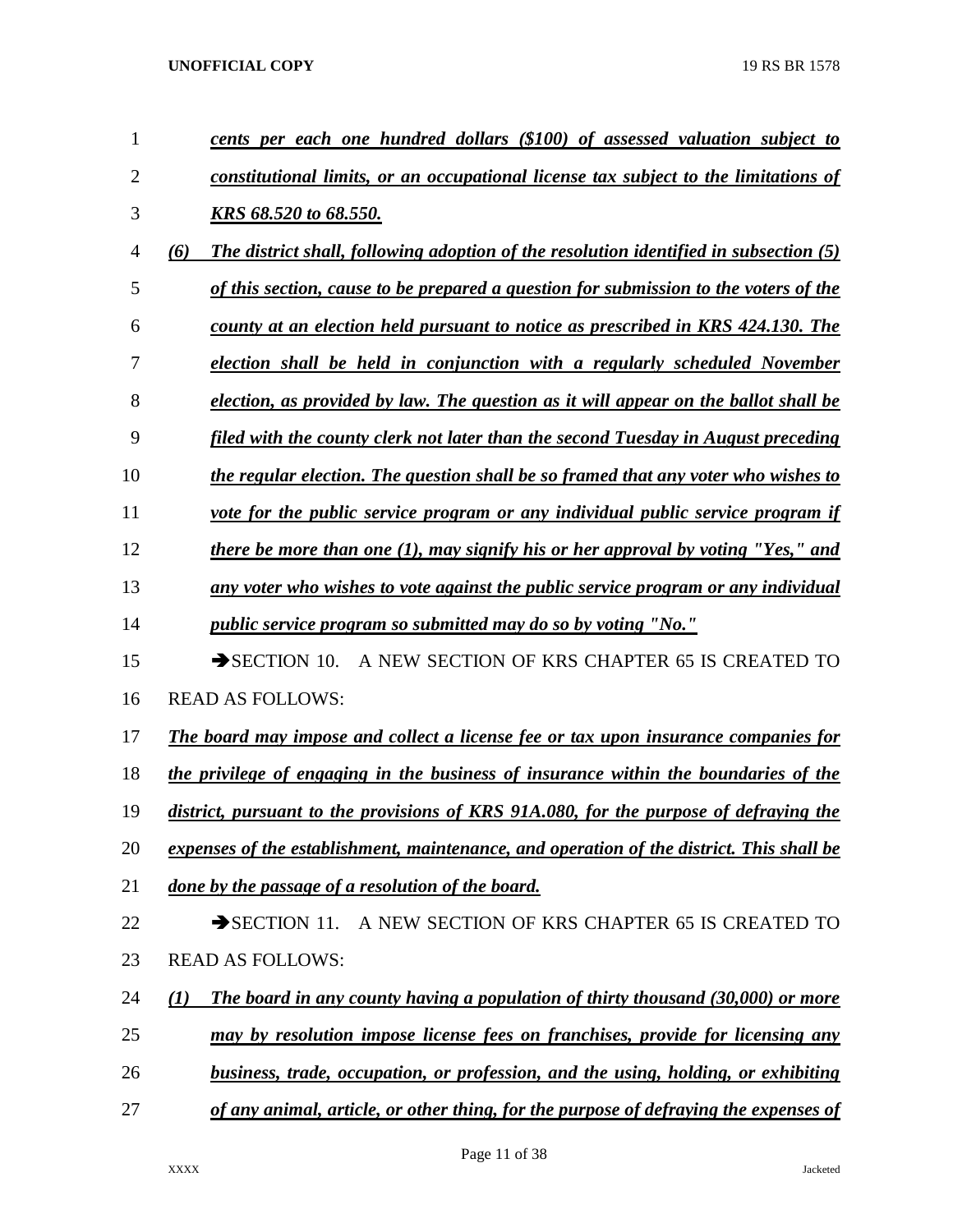*cents per each one hundred dollars ($100) of assessed valuation subject to constitutional limits, or an occupational license tax subject to the limitations of KRS 68.520 to 68.550.*

*(6) The district shall, following adoption of the resolution identified in subsection (5) of this section, cause to be prepared a question for submission to the voters of the county at an election held pursuant to notice as prescribed in KRS 424.130. The election shall be held in conjunction with a regularly scheduled November election, as provided by law. The question as it will appear on the ballot shall be filed with the county clerk not later than the second Tuesday in August preceding the regular election. The question shall be so framed that any voter who wishes to vote for the public service program or any individual public service program if there be more than one (1), may signify his or her approval by voting "Yes," and any voter who wishes to vote against the public service program or any individual public service program so submitted may do so by voting "No."*

➔SECTION 10. A NEW SECTION OF KRS CHAPTER 65 IS CREATED TO READ AS FOLLOWS:

*The board may impose and collect a license fee or tax upon insurance companies for the privilege of engaging in the business of insurance within the boundaries of the district, pursuant to the provisions of KRS 91A.080, for the purpose of defraying the expenses of the establishment, maintenance, and operation of the district. This shall be done by the passage of a resolution of the board.*

➔SECTION 11. A NEW SECTION OF KRS CHAPTER 65 IS CREATED TO READ AS FOLLOWS:

*(1) The board in any county having a population of thirty thousand (30,000) or more may by resolution impose license fees on franchises, provide for licensing any business, trade, occupation, or profession, and the using, holding, or exhibiting of any animal, article, or other thing, for the purpose of defraying the expenses of*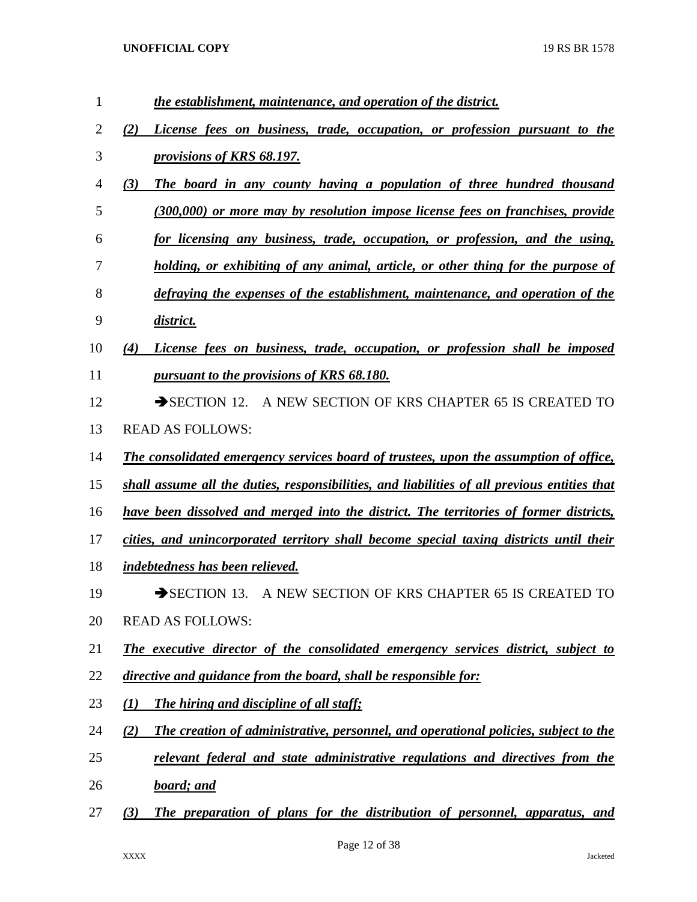*the establishment, maintenance, and operation of the district.*

*(2) License fees on business, trade, occupation, or profession pursuant to the provisions of KRS 68.197.*

*(3) The board in any county having a population of three hundred thousand (300,000) or more may by resolution impose license fees on franchises, provide for licensing any business, trade, occupation, or profession, and the using, holding, or exhibiting of any animal, article, or other thing for the purpose of defraying the expenses of the establishment, maintenance, and operation of the district.*

*(4) License fees on business, trade, occupation, or profession shall be imposed pursuant to the provisions of KRS 68.180.*

➔SECTION 12. A NEW SECTION OF KRS CHAPTER 65 IS CREATED TO READ AS FOLLOWS:

*The consolidated emergency services board of trustees, upon the assumption of office, shall assume all the duties, responsibilities, and liabilities of all previous entities that have been dissolved and merged into the district. The territories of former districts, cities, and unincorporated territory shall become special taxing districts until their indebtedness has been relieved.*

➔SECTION 13. A NEW SECTION OF KRS CHAPTER 65 IS CREATED TO READ AS FOLLOWS:

*The executive director of the consolidated emergency services district, subject to directive and guidance from the board, shall be responsible for:*

*(1) The hiring and discipline of all staff;*

*(2) The creation of administrative, personnel, and operational policies, subject to the relevant federal and state administrative regulations and directives from the board; and*

*(3) The preparation of plans for the distribution of personnel, apparatus, and*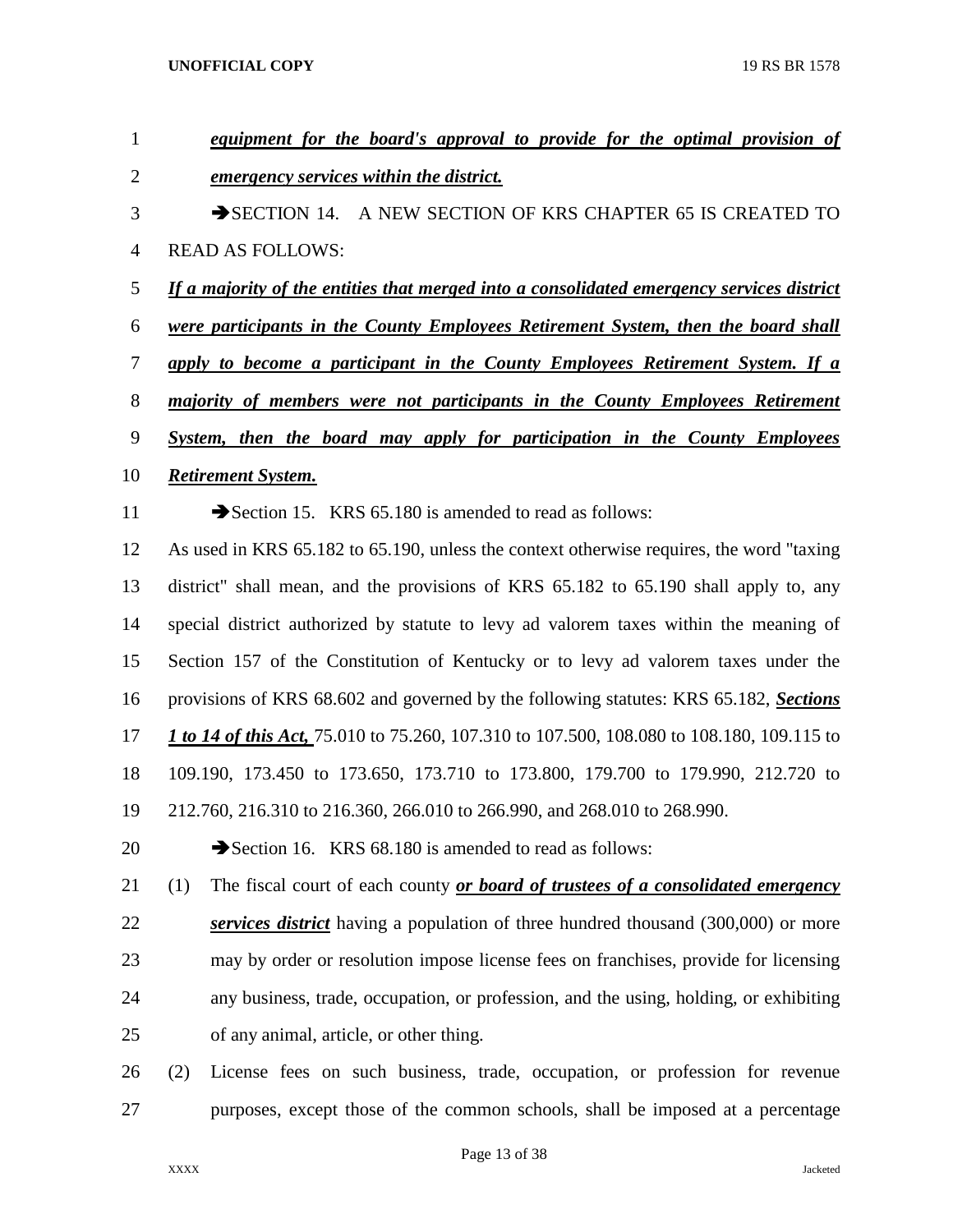***equipment for the board's approval to provide for the optimal provision of emergency services within the district.***

➔SECTION 14. A NEW SECTION OF KRS CHAPTER 65 IS CREATED TO READ AS FOLLOWS:

***If a majority of the entities that merged into a consolidated emergency services district were participants in the County Employees Retirement System, then the board shall apply to become a participant in the County Employees Retirement System. If a majority of members were not participants in the County Employees Retirement System, then the board may apply for participation in the County Employees Retirement System.***

➔Section 15. KRS 65.180 is amended to read as follows:

As used in KRS 65.182 to 65.190, unless the context otherwise requires, the word "taxing district" shall mean, and the provisions of KRS 65.182 to 65.190 shall apply to, any special district authorized by statute to levy ad valorem taxes within the meaning of Section 157 of the Constitution of Kentucky or to levy ad valorem taxes under the provisions of KRS 68.602 and governed by the following statutes: KRS 65.182, ***Sections 1 to 14 of this Act,*** 75.010 to 75.260, 107.310 to 107.500, 108.080 to 108.180, 109.115 to 109.190, 173.450 to 173.650, 173.710 to 173.800, 179.700 to 179.990, 212.720 to 212.760, 216.310 to 216.360, 266.010 to 266.990, and 268.010 to 268.990.

➔Section 16. KRS 68.180 is amended to read as follows:

(1) The fiscal court of each county ***or board of trustees of a consolidated emergency services district*** having a population of three hundred thousand (300,000) or more may by order or resolution impose license fees on franchises, provide for licensing any business, trade, occupation, or profession, and the using, holding, or exhibiting of any animal, article, or other thing.

(2) License fees on such business, trade, occupation, or profession for revenue purposes, except those of the common schools, shall be imposed at a percentage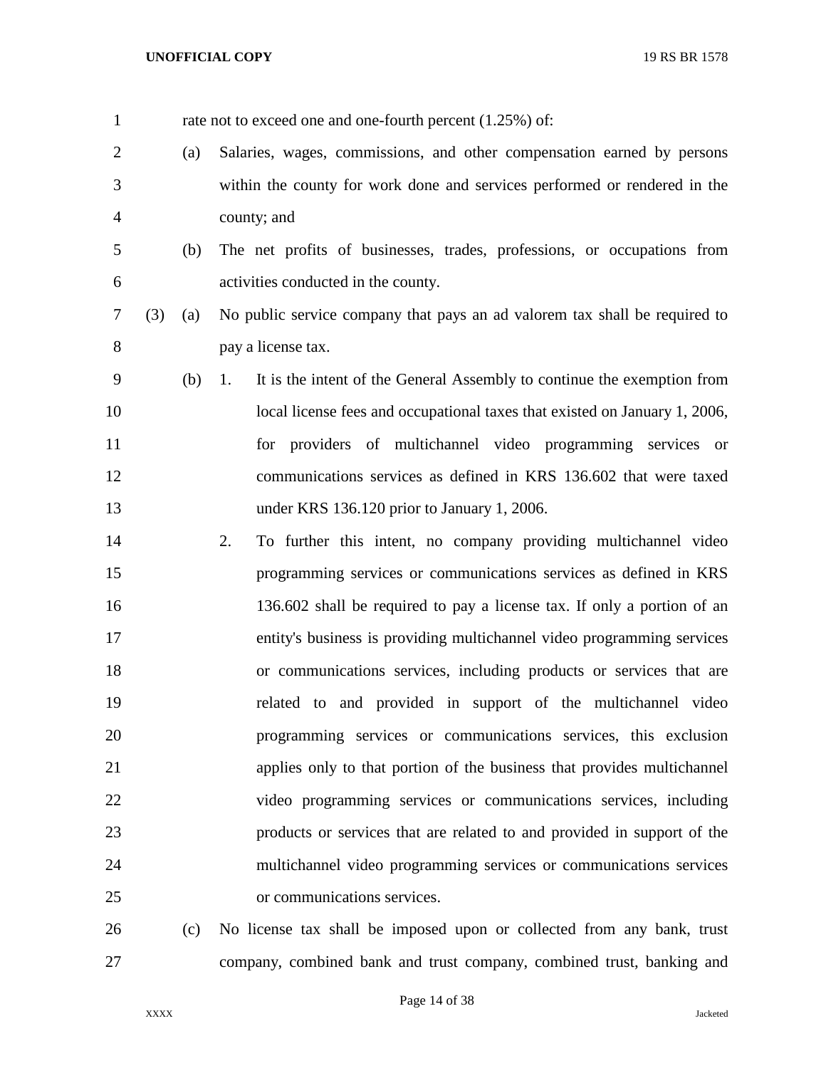rate not to exceed one and one-fourth percent (1.25%) of:

(a) Salaries, wages, commissions, and other compensation earned by persons within the county for work done and services performed or rendered in the county; and

(b) The net profits of businesses, trades, professions, or occupations from activities conducted in the county.

(3) (a) No public service company that pays an ad valorem tax shall be required to pay a license tax.

(b) 1. It is the intent of the General Assembly to continue the exemption from local license fees and occupational taxes that existed on January 1, 2006, for providers of multichannel video programming services or communications services as defined in KRS 136.602 that were taxed under KRS 136.120 prior to January 1, 2006.

2. To further this intent, no company providing multichannel video programming services or communications services as defined in KRS 136.602 shall be required to pay a license tax. If only a portion of an entity's business is providing multichannel video programming services or communications services, including products or services that are related to and provided in support of the multichannel video programming services or communications services, this exclusion applies only to that portion of the business that provides multichannel video programming services or communications services, including products or services that are related to and provided in support of the multichannel video programming services or communications services or communications services.

(c) No license tax shall be imposed upon or collected from any bank, trust company, combined bank and trust company, combined trust, banking and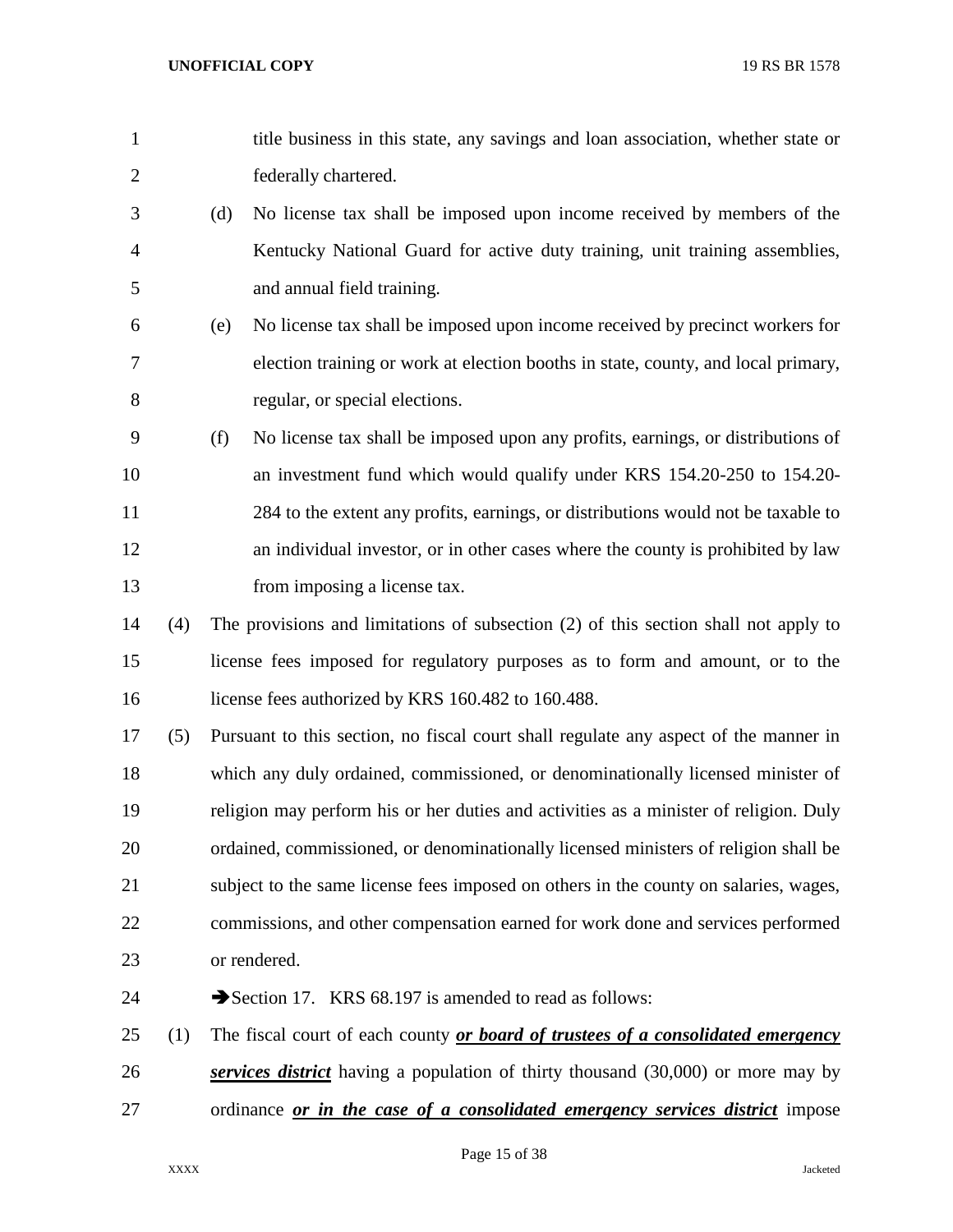title business in this state, any savings and loan association, whether state or federally chartered.

(d) No license tax shall be imposed upon income received by members of the Kentucky National Guard for active duty training, unit training assemblies, and annual field training.

(e) No license tax shall be imposed upon income received by precinct workers for election training or work at election booths in state, county, and local primary, regular, or special elections.

(f) No license tax shall be imposed upon any profits, earnings, or distributions of an investment fund which would qualify under KRS 154.20-250 to 154.20-284 to the extent any profits, earnings, or distributions would not be taxable to an individual investor, or in other cases where the county is prohibited by law from imposing a license tax.

(4) The provisions and limitations of subsection (2) of this section shall not apply to license fees imposed for regulatory purposes as to form and amount, or to the license fees authorized by KRS 160.482 to 160.488.

(5) Pursuant to this section, no fiscal court shall regulate any aspect of the manner in which any duly ordained, commissioned, or denominationally licensed minister of religion may perform his or her duties and activities as a minister of religion. Duly ordained, commissioned, or denominationally licensed ministers of religion shall be subject to the same license fees imposed on others in the county on salaries, wages, commissions, and other compensation earned for work done and services performed or rendered.

➔Section 17. KRS 68.197 is amended to read as follows:

(1) The fiscal court of each county ***or board of trustees of a consolidated emergency services district*** having a population of thirty thousand (30,000) or more may by ordinance ***or in the case of a consolidated emergency services district*** impose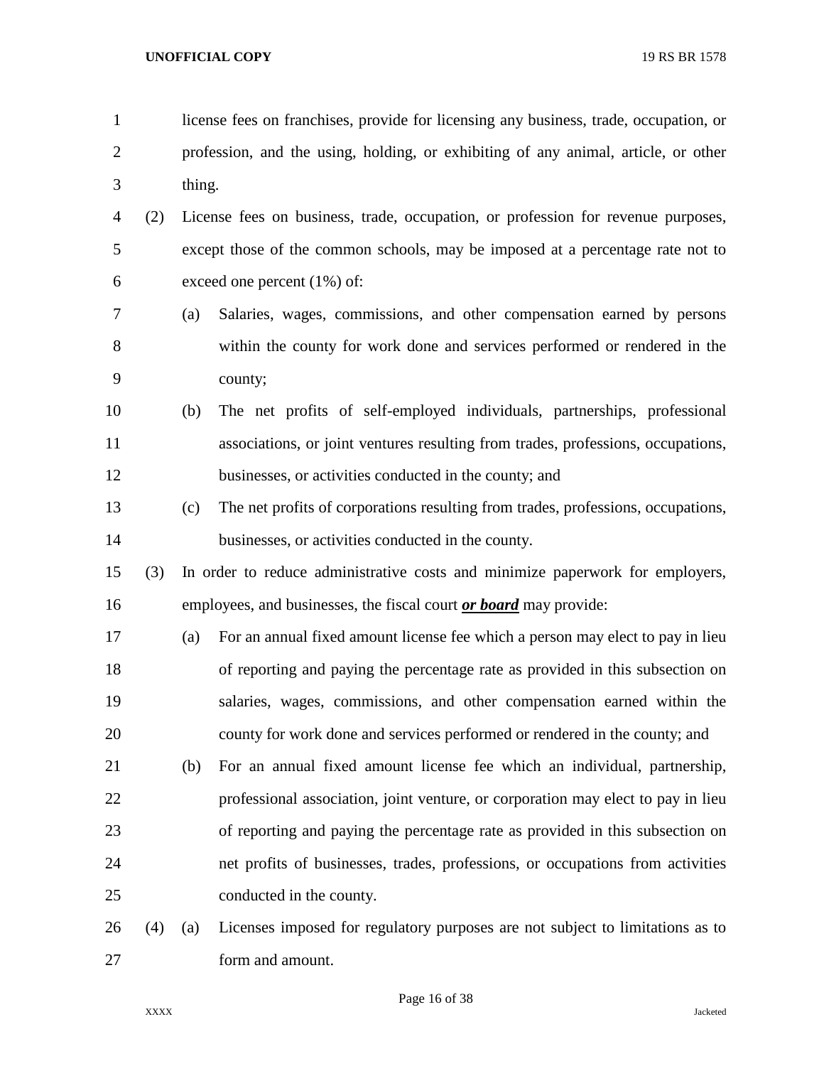license fees on franchises, provide for licensing any business, trade, occupation, or profession, and the using, holding, or exhibiting of any animal, article, or other thing.

(2) License fees on business, trade, occupation, or profession for revenue purposes, except those of the common schools, may be imposed at a percentage rate not to exceed one percent (1%) of:

(a) Salaries, wages, commissions, and other compensation earned by persons within the county for work done and services performed or rendered in the county;

(b) The net profits of self-employed individuals, partnerships, professional associations, or joint ventures resulting from trades, professions, occupations, businesses, or activities conducted in the county; and

(c) The net profits of corporations resulting from trades, professions, occupations, businesses, or activities conducted in the county.

(3) In order to reduce administrative costs and minimize paperwork for employers, employees, and businesses, the fiscal court ***or board*** may provide:

(a) For an annual fixed amount license fee which a person may elect to pay in lieu of reporting and paying the percentage rate as provided in this subsection on salaries, wages, commissions, and other compensation earned within the county for work done and services performed or rendered in the county; and

(b) For an annual fixed amount license fee which an individual, partnership, professional association, joint venture, or corporation may elect to pay in lieu of reporting and paying the percentage rate as provided in this subsection on net profits of businesses, trades, professions, or occupations from activities conducted in the county.

(4) (a) Licenses imposed for regulatory purposes are not subject to limitations as to form and amount.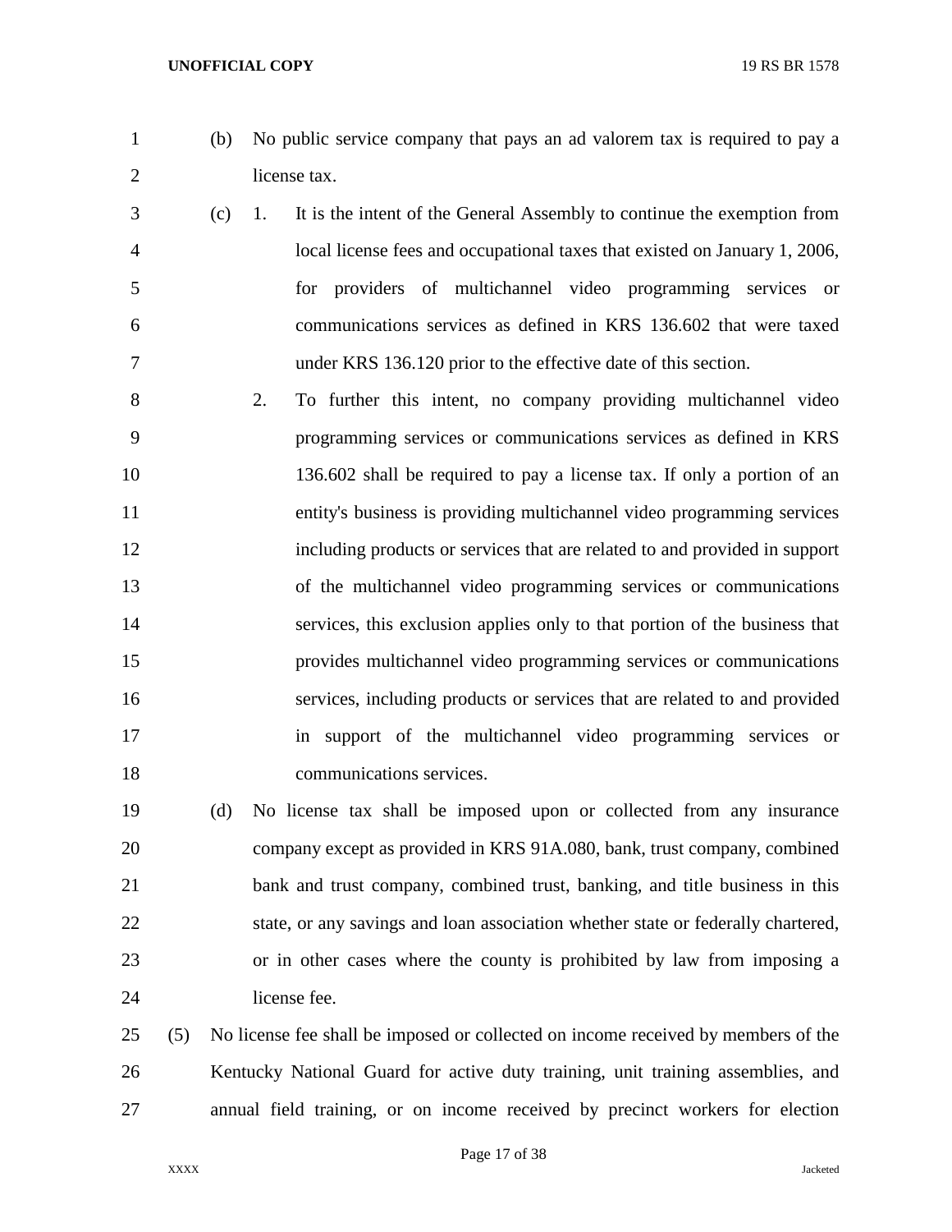(b) No public service company that pays an ad valorem tax is required to pay a license tax.

(c) 1. It is the intent of the General Assembly to continue the exemption from local license fees and occupational taxes that existed on January 1, 2006, for providers of multichannel video programming services or communications services as defined in KRS 136.602 that were taxed under KRS 136.120 prior to the effective date of this section.

2. To further this intent, no company providing multichannel video programming services or communications services as defined in KRS 136.602 shall be required to pay a license tax. If only a portion of an entity's business is providing multichannel video programming services including products or services that are related to and provided in support of the multichannel video programming services or communications services, this exclusion applies only to that portion of the business that provides multichannel video programming services or communications services, including products or services that are related to and provided in support of the multichannel video programming services or communications services.

(d) No license tax shall be imposed upon or collected from any insurance company except as provided in KRS 91A.080, bank, trust company, combined bank and trust company, combined trust, banking, and title business in this state, or any savings and loan association whether state or federally chartered, or in other cases where the county is prohibited by law from imposing a license fee.

(5) No license fee shall be imposed or collected on income received by members of the Kentucky National Guard for active duty training, unit training assemblies, and annual field training, or on income received by precinct workers for election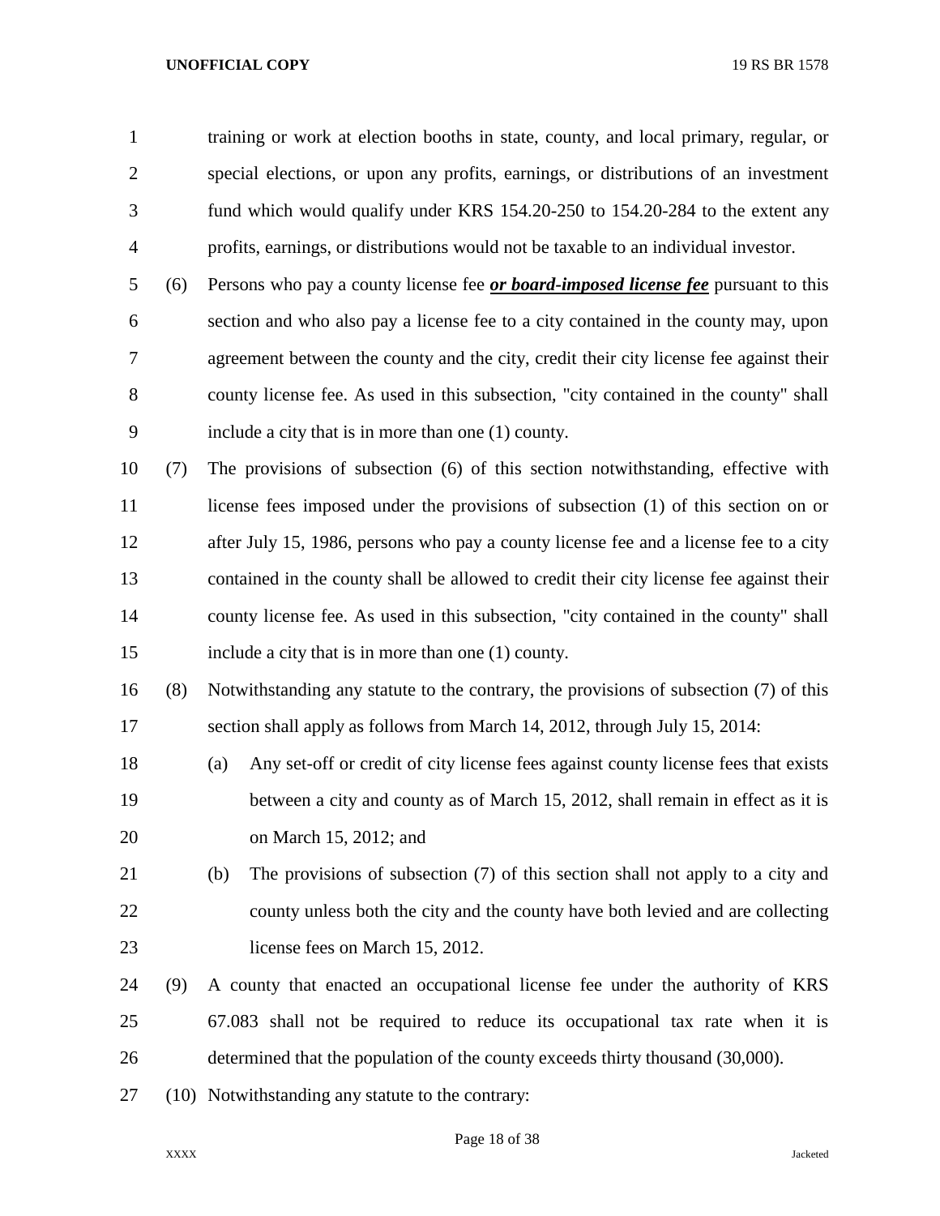training or work at election booths in state, county, and local primary, regular, or special elections, or upon any profits, earnings, or distributions of an investment fund which would qualify under KRS 154.20-250 to 154.20-284 to the extent any profits, earnings, or distributions would not be taxable to an individual investor.

(6) Persons who pay a county license fee ***or board-imposed license fee*** pursuant to this section and who also pay a license fee to a city contained in the county may, upon agreement between the county and the city, credit their city license fee against their county license fee. As used in this subsection, "city contained in the county" shall include a city that is in more than one (1) county.

(7) The provisions of subsection (6) of this section notwithstanding, effective with license fees imposed under the provisions of subsection (1) of this section on or after July 15, 1986, persons who pay a county license fee and a license fee to a city contained in the county shall be allowed to credit their city license fee against their county license fee. As used in this subsection, "city contained in the county" shall include a city that is in more than one (1) county.

(8) Notwithstanding any statute to the contrary, the provisions of subsection (7) of this section shall apply as follows from March 14, 2012, through July 15, 2014:

(a) Any set-off or credit of city license fees against county license fees that exists between a city and county as of March 15, 2012, shall remain in effect as it is on March 15, 2012; and

(b) The provisions of subsection (7) of this section shall not apply to a city and county unless both the city and the county have both levied and are collecting license fees on March 15, 2012.

(9) A county that enacted an occupational license fee under the authority of KRS 67.083 shall not be required to reduce its occupational tax rate when it is determined that the population of the county exceeds thirty thousand (30,000).

(10) Notwithstanding any statute to the contrary: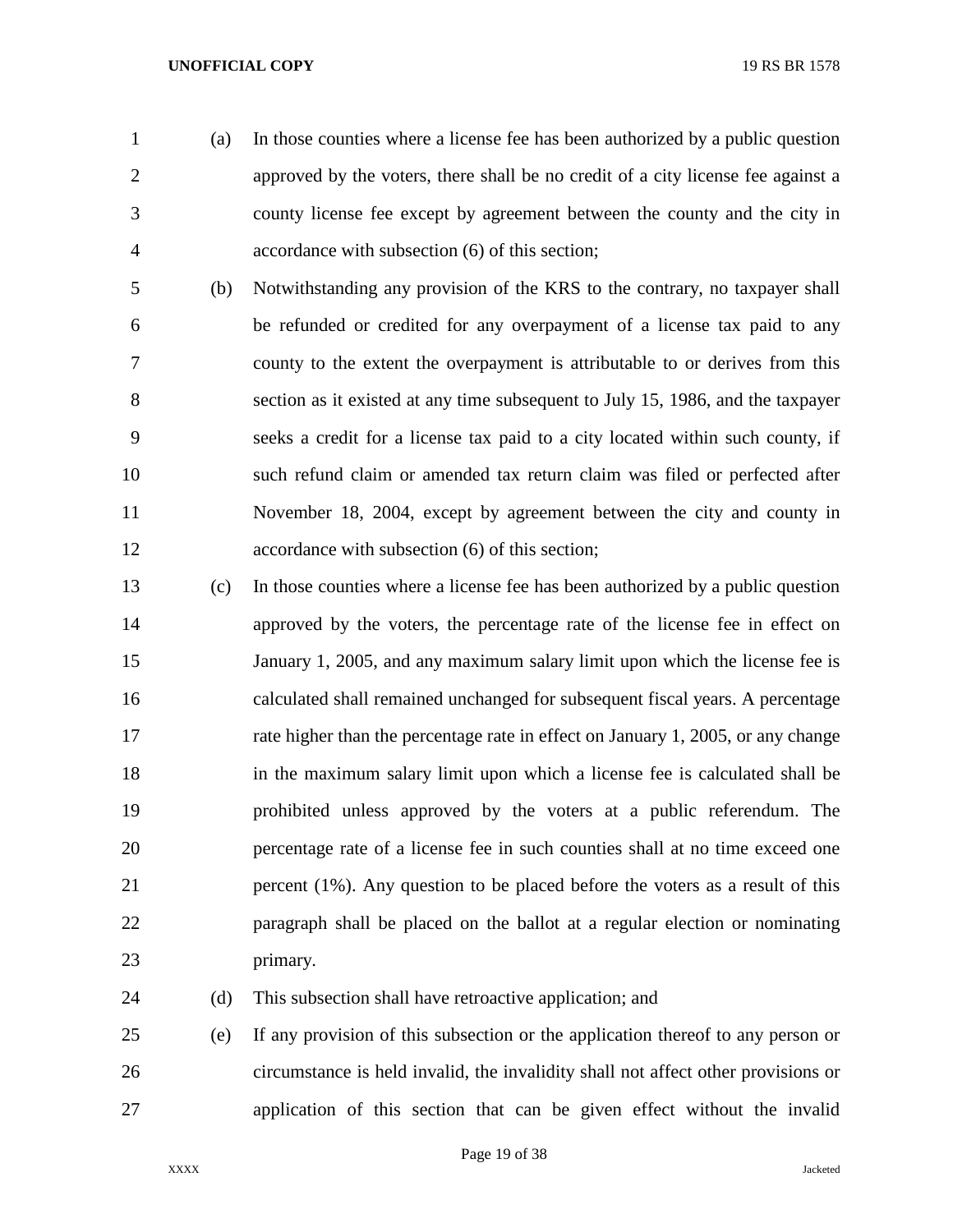(a) In those counties where a license fee has been authorized by a public question approved by the voters, there shall be no credit of a city license fee against a county license fee except by agreement between the county and the city in accordance with subsection (6) of this section;

(b) Notwithstanding any provision of the KRS to the contrary, no taxpayer shall be refunded or credited for any overpayment of a license tax paid to any county to the extent the overpayment is attributable to or derives from this section as it existed at any time subsequent to July 15, 1986, and the taxpayer seeks a credit for a license tax paid to a city located within such county, if such refund claim or amended tax return claim was filed or perfected after November 18, 2004, except by agreement between the city and county in accordance with subsection (6) of this section;

(c) In those counties where a license fee has been authorized by a public question approved by the voters, the percentage rate of the license fee in effect on January 1, 2005, and any maximum salary limit upon which the license fee is calculated shall remained unchanged for subsequent fiscal years. A percentage rate higher than the percentage rate in effect on January 1, 2005, or any change in the maximum salary limit upon which a license fee is calculated shall be prohibited unless approved by the voters at a public referendum. The percentage rate of a license fee in such counties shall at no time exceed one percent (1%). Any question to be placed before the voters as a result of this paragraph shall be placed on the ballot at a regular election or nominating primary.

(d) This subsection shall have retroactive application; and

(e) If any provision of this subsection or the application thereof to any person or circumstance is held invalid, the invalidity shall not affect other provisions or application of this section that can be given effect without the invalid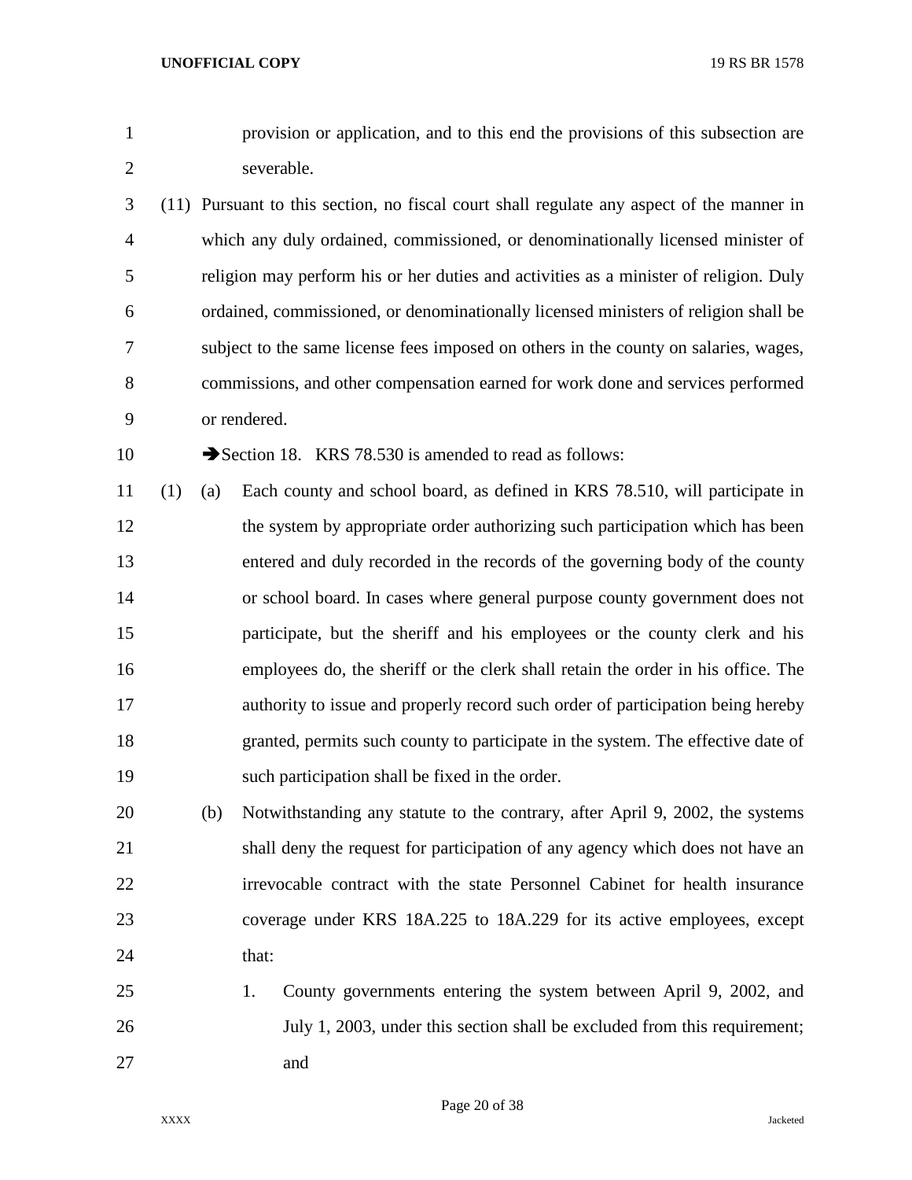provision or application, and to this end the provisions of this subsection are severable.

(11) Pursuant to this section, no fiscal court shall regulate any aspect of the manner in which any duly ordained, commissioned, or denominationally licensed minister of religion may perform his or her duties and activities as a minister of religion. Duly ordained, commissioned, or denominationally licensed ministers of religion shall be subject to the same license fees imposed on others in the county on salaries, wages, commissions, and other compensation earned for work done and services performed or rendered.

➔Section 18. KRS 78.530 is amended to read as follows:

(1) (a) Each county and school board, as defined in KRS 78.510, will participate in the system by appropriate order authorizing such participation which has been entered and duly recorded in the records of the governing body of the county or school board. In cases where general purpose county government does not participate, but the sheriff and his employees or the county clerk and his employees do, the sheriff or the clerk shall retain the order in his office. The authority to issue and properly record such order of participation being hereby granted, permits such county to participate in the system. The effective date of such participation shall be fixed in the order.

(b) Notwithstanding any statute to the contrary, after April 9, 2002, the systems shall deny the request for participation of any agency which does not have an irrevocable contract with the state Personnel Cabinet for health insurance coverage under KRS 18A.225 to 18A.229 for its active employees, except that:

1. County governments entering the system between April 9, 2002, and July 1, 2003, under this section shall be excluded from this requirement; and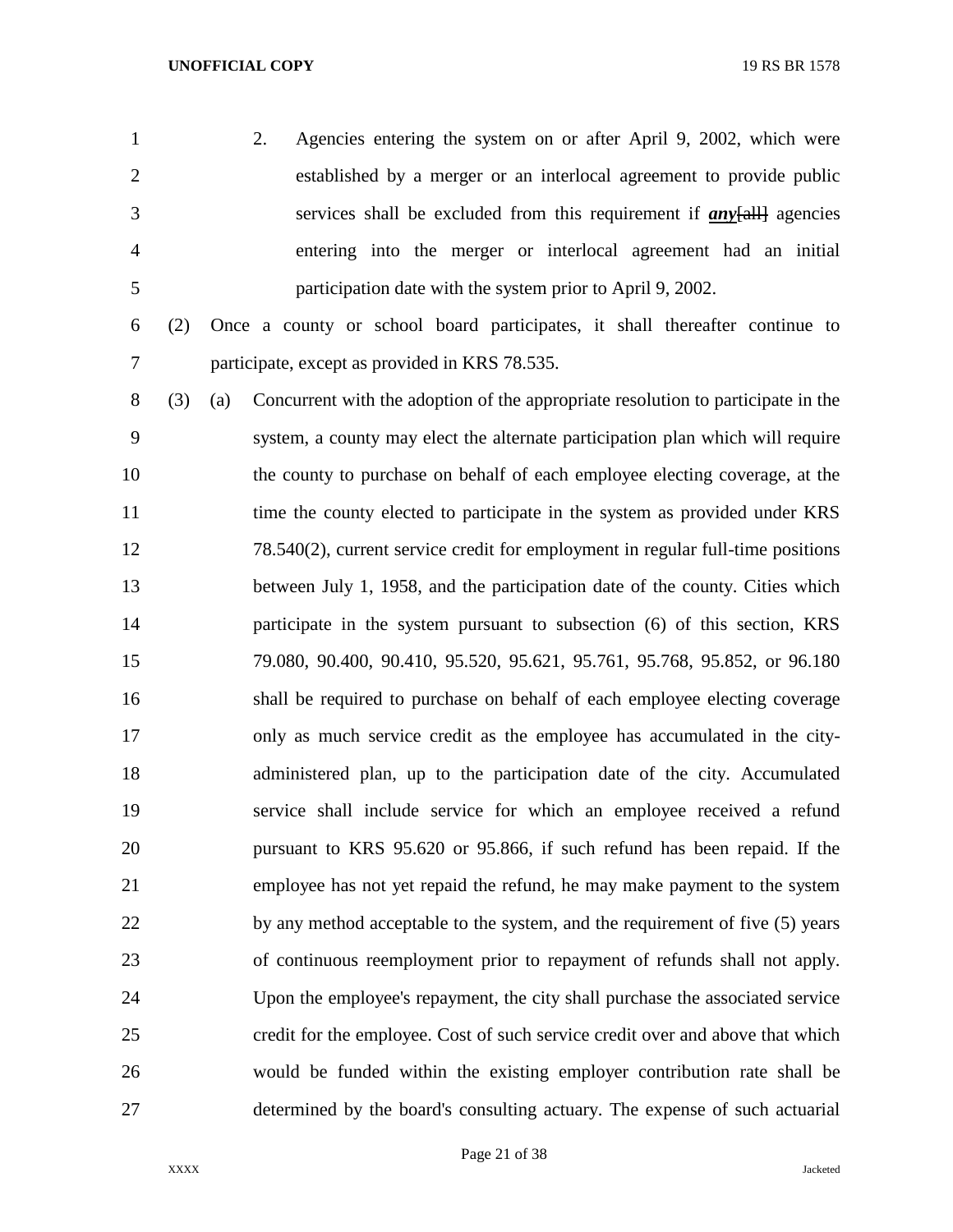2. Agencies entering the system on or after April 9, 2002, which were established by a merger or an interlocal agreement to provide public services shall be excluded from this requirement if ***any***~~[all]~~ agencies entering into the merger or interlocal agreement had an initial participation date with the system prior to April 9, 2002.

(2) Once a county or school board participates, it shall thereafter continue to participate, except as provided in KRS 78.535.

(3) (a) Concurrent with the adoption of the appropriate resolution to participate in the system, a county may elect the alternate participation plan which will require the county to purchase on behalf of each employee electing coverage, at the time the county elected to participate in the system as provided under KRS 78.540(2), current service credit for employment in regular full-time positions between July 1, 1958, and the participation date of the county. Cities which participate in the system pursuant to subsection (6) of this section, KRS 79.080, 90.400, 90.410, 95.520, 95.621, 95.761, 95.768, 95.852, or 96.180 shall be required to purchase on behalf of each employee electing coverage only as much service credit as the employee has accumulated in the city-administered plan, up to the participation date of the city. Accumulated service shall include service for which an employee received a refund pursuant to KRS 95.620 or 95.866, if such refund has been repaid. If the employee has not yet repaid the refund, he may make payment to the system by any method acceptable to the system, and the requirement of five (5) years of continuous reemployment prior to repayment of refunds shall not apply. Upon the employee's repayment, the city shall purchase the associated service credit for the employee. Cost of such service credit over and above that which would be funded within the existing employer contribution rate shall be determined by the board's consulting actuary. The expense of such actuarial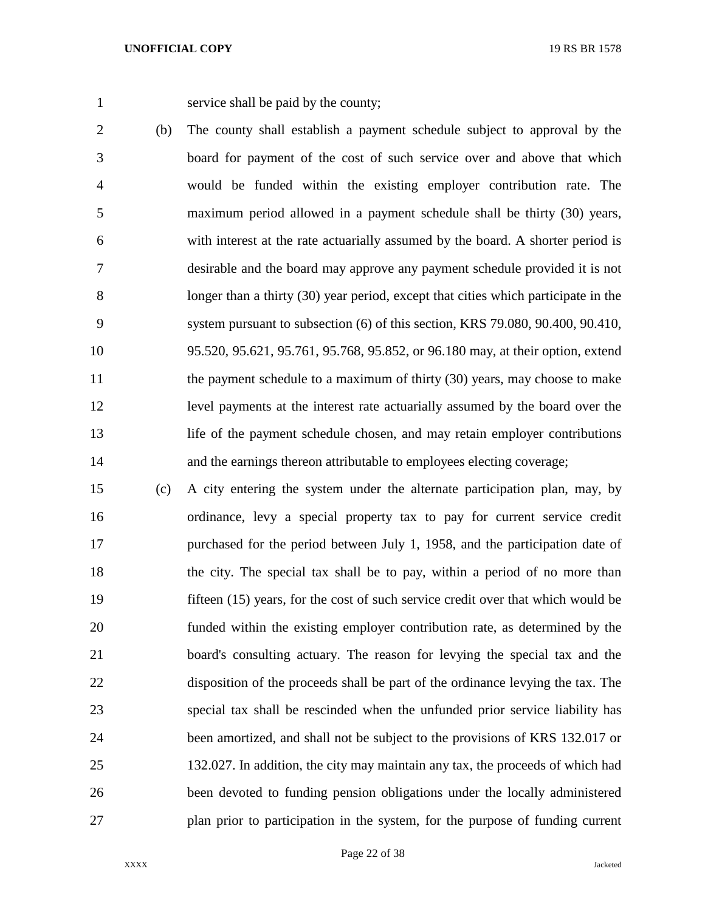service shall be paid by the county;

(b) The county shall establish a payment schedule subject to approval by the board for payment of the cost of such service over and above that which would be funded within the existing employer contribution rate. The maximum period allowed in a payment schedule shall be thirty (30) years, with interest at the rate actuarially assumed by the board. A shorter period is desirable and the board may approve any payment schedule provided it is not longer than a thirty (30) year period, except that cities which participate in the system pursuant to subsection (6) of this section, KRS 79.080, 90.400, 90.410, 95.520, 95.621, 95.761, 95.768, 95.852, or 96.180 may, at their option, extend the payment schedule to a maximum of thirty (30) years, may choose to make level payments at the interest rate actuarially assumed by the board over the life of the payment schedule chosen, and may retain employer contributions and the earnings thereon attributable to employees electing coverage;

(c) A city entering the system under the alternate participation plan, may, by ordinance, levy a special property tax to pay for current service credit purchased for the period between July 1, 1958, and the participation date of the city. The special tax shall be to pay, within a period of no more than fifteen (15) years, for the cost of such service credit over that which would be funded within the existing employer contribution rate, as determined by the board's consulting actuary. The reason for levying the special tax and the disposition of the proceeds shall be part of the ordinance levying the tax. The special tax shall be rescinded when the unfunded prior service liability has been amortized, and shall not be subject to the provisions of KRS 132.017 or 132.027. In addition, the city may maintain any tax, the proceeds of which had been devoted to funding pension obligations under the locally administered plan prior to participation in the system, for the purpose of funding current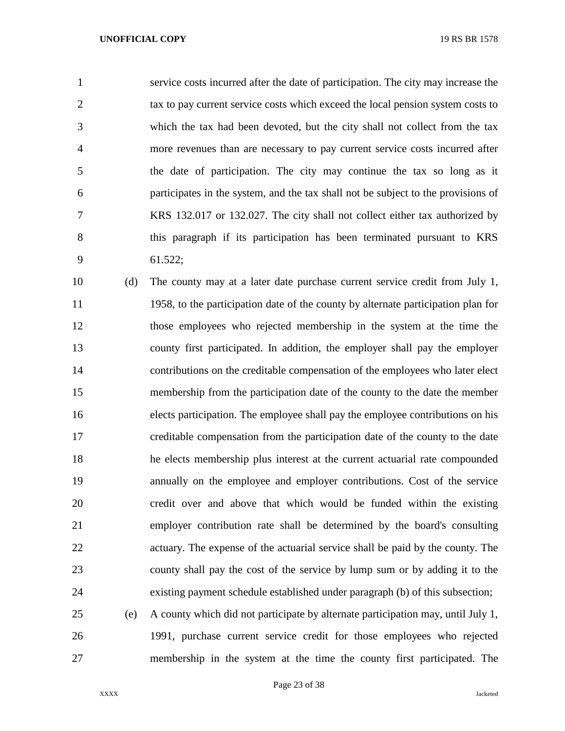service costs incurred after the date of participation. The city may increase the tax to pay current service costs which exceed the local pension system costs to which the tax had been devoted, but the city shall not collect from the tax more revenues than are necessary to pay current service costs incurred after the date of participation. The city may continue the tax so long as it participates in the system, and the tax shall not be subject to the provisions of KRS 132.017 or 132.027. The city shall not collect either tax authorized by this paragraph if its participation has been terminated pursuant to KRS 61.522;

(d) The county may at a later date purchase current service credit from July 1, 1958, to the participation date of the county by alternate participation plan for those employees who rejected membership in the system at the time the county first participated. In addition, the employer shall pay the employer contributions on the creditable compensation of the employees who later elect membership from the participation date of the county to the date the member elects participation. The employee shall pay the employee contributions on his creditable compensation from the participation date of the county to the date he elects membership plus interest at the current actuarial rate compounded annually on the employee and employer contributions. Cost of the service credit over and above that which would be funded within the existing employer contribution rate shall be determined by the board's consulting actuary. The expense of the actuarial service shall be paid by the county. The county shall pay the cost of the service by lump sum or by adding it to the existing payment schedule established under paragraph (b) of this subsection;

(e) A county which did not participate by alternate participation may, until July 1, 1991, purchase current service credit for those employees who rejected membership in the system at the time the county first participated. The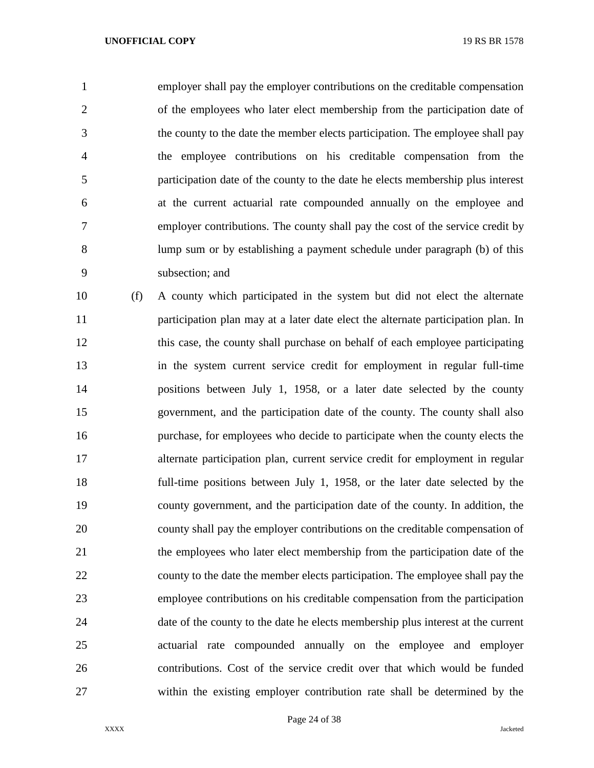employer shall pay the employer contributions on the creditable compensation of the employees who later elect membership from the participation date of the county to the date the member elects participation. The employee shall pay the employee contributions on his creditable compensation from the participation date of the county to the date he elects membership plus interest at the current actuarial rate compounded annually on the employee and employer contributions. The county shall pay the cost of the service credit by lump sum or by establishing a payment schedule under paragraph (b) of this subsection; and

(f) A county which participated in the system but did not elect the alternate participation plan may at a later date elect the alternate participation plan. In this case, the county shall purchase on behalf of each employee participating in the system current service credit for employment in regular full-time positions between July 1, 1958, or a later date selected by the county government, and the participation date of the county. The county shall also purchase, for employees who decide to participate when the county elects the alternate participation plan, current service credit for employment in regular full-time positions between July 1, 1958, or the later date selected by the county government, and the participation date of the county. In addition, the county shall pay the employer contributions on the creditable compensation of the employees who later elect membership from the participation date of the county to the date the member elects participation. The employee shall pay the employee contributions on his creditable compensation from the participation date of the county to the date he elects membership plus interest at the current actuarial rate compounded annually on the employee and employer contributions. Cost of the service credit over that which would be funded within the existing employer contribution rate shall be determined by the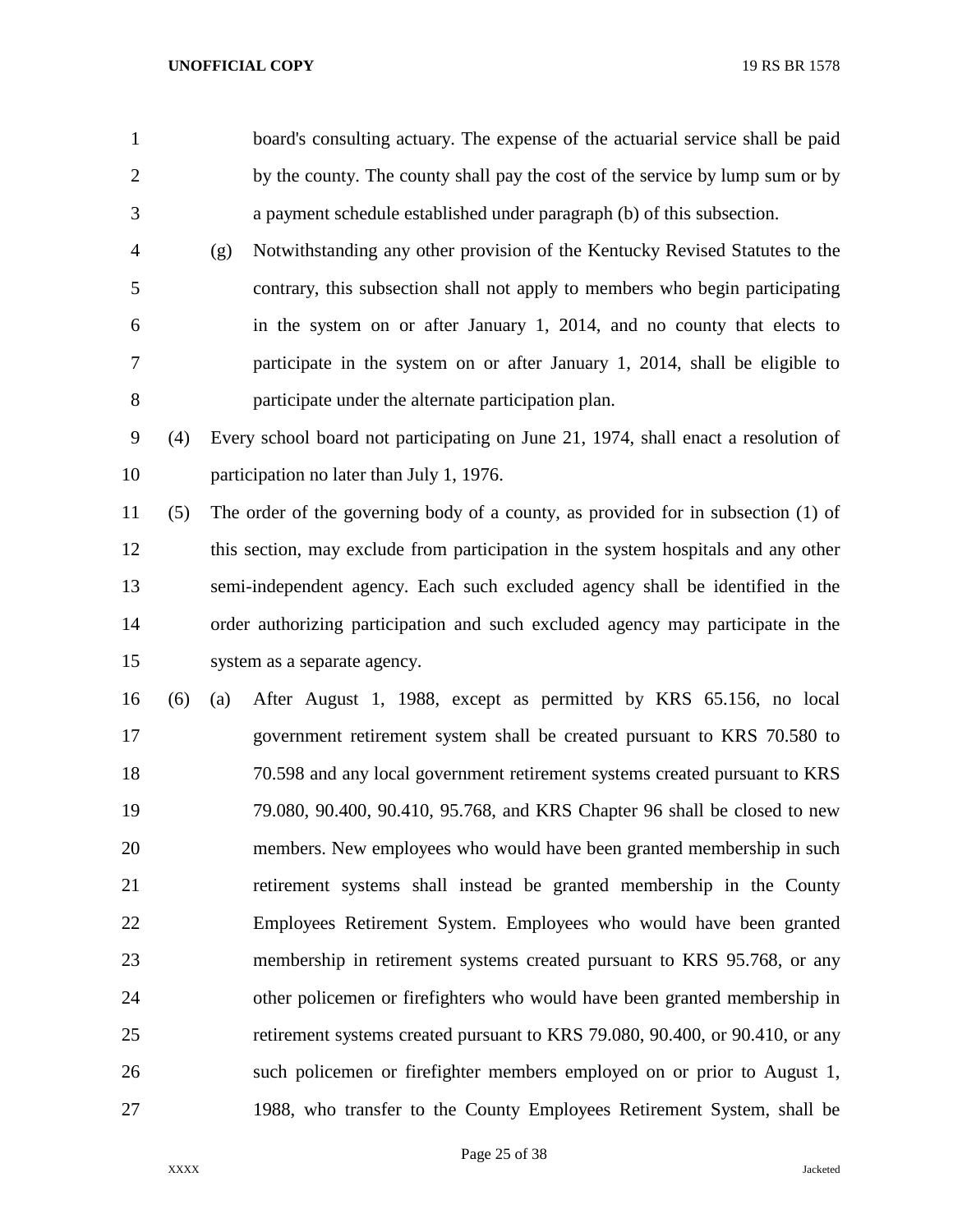board's consulting actuary. The expense of the actuarial service shall be paid by the county. The county shall pay the cost of the service by lump sum or by a payment schedule established under paragraph (b) of this subsection.

(g) Notwithstanding any other provision of the Kentucky Revised Statutes to the contrary, this subsection shall not apply to members who begin participating in the system on or after January 1, 2014, and no county that elects to participate in the system on or after January 1, 2014, shall be eligible to participate under the alternate participation plan.

(4) Every school board not participating on June 21, 1974, shall enact a resolution of participation no later than July 1, 1976.

(5) The order of the governing body of a county, as provided for in subsection (1) of this section, may exclude from participation in the system hospitals and any other semi-independent agency. Each such excluded agency shall be identified in the order authorizing participation and such excluded agency may participate in the system as a separate agency.

(6) (a) After August 1, 1988, except as permitted by KRS 65.156, no local government retirement system shall be created pursuant to KRS 70.580 to 70.598 and any local government retirement systems created pursuant to KRS 79.080, 90.400, 90.410, 95.768, and KRS Chapter 96 shall be closed to new members. New employees who would have been granted membership in such retirement systems shall instead be granted membership in the County Employees Retirement System. Employees who would have been granted membership in retirement systems created pursuant to KRS 95.768, or any other policemen or firefighters who would have been granted membership in retirement systems created pursuant to KRS 79.080, 90.400, or 90.410, or any such policemen or firefighter members employed on or prior to August 1, 1988, who transfer to the County Employees Retirement System, shall be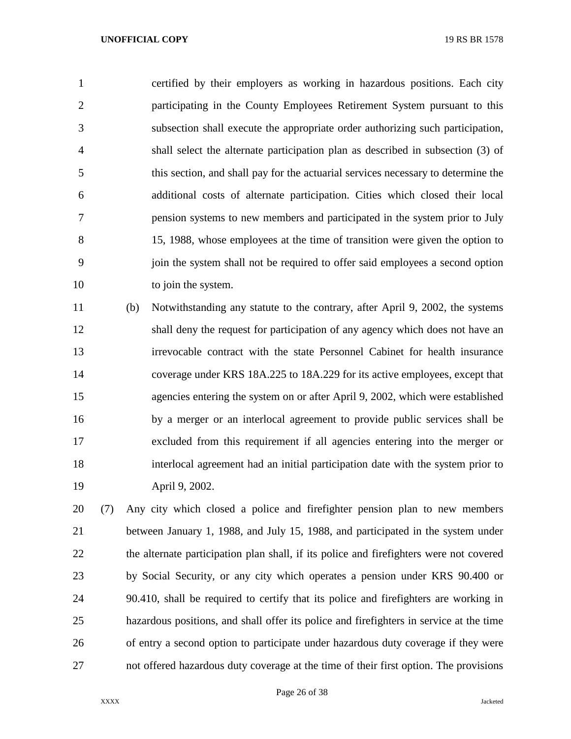certified by their employers as working in hazardous positions. Each city participating in the County Employees Retirement System pursuant to this subsection shall execute the appropriate order authorizing such participation, shall select the alternate participation plan as described in subsection (3) of this section, and shall pay for the actuarial services necessary to determine the additional costs of alternate participation. Cities which closed their local pension systems to new members and participated in the system prior to July 15, 1988, whose employees at the time of transition were given the option to join the system shall not be required to offer said employees a second option to join the system.

(b) Notwithstanding any statute to the contrary, after April 9, 2002, the systems shall deny the request for participation of any agency which does not have an irrevocable contract with the state Personnel Cabinet for health insurance coverage under KRS 18A.225 to 18A.229 for its active employees, except that agencies entering the system on or after April 9, 2002, which were established by a merger or an interlocal agreement to provide public services shall be excluded from this requirement if all agencies entering into the merger or interlocal agreement had an initial participation date with the system prior to April 9, 2002.

(7) Any city which closed a police and firefighter pension plan to new members between January 1, 1988, and July 15, 1988, and participated in the system under the alternate participation plan shall, if its police and firefighters were not covered by Social Security, or any city which operates a pension under KRS 90.400 or 90.410, shall be required to certify that its police and firefighters are working in hazardous positions, and shall offer its police and firefighters in service at the time of entry a second option to participate under hazardous duty coverage if they were not offered hazardous duty coverage at the time of their first option. The provisions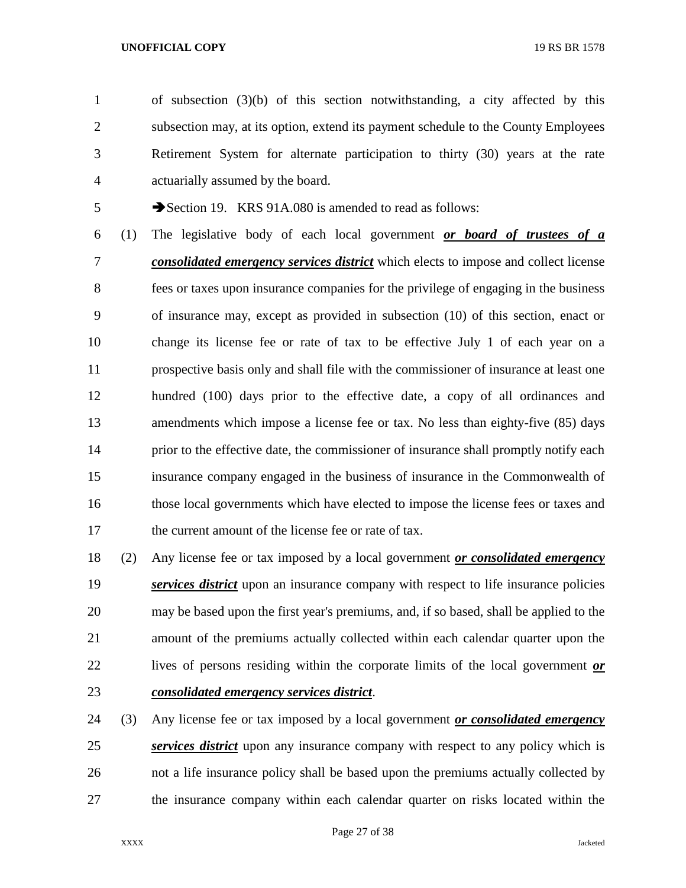of subsection (3)(b) of this section notwithstanding, a city affected by this subsection may, at its option, extend its payment schedule to the County Employees Retirement System for alternate participation to thirty (30) years at the rate actuarially assumed by the board.

➔Section 19. KRS 91A.080 is amended to read as follows:

(1) The legislative body of each local government ***or board of trustees of a consolidated emergency services district*** which elects to impose and collect license fees or taxes upon insurance companies for the privilege of engaging in the business of insurance may, except as provided in subsection (10) of this section, enact or change its license fee or rate of tax to be effective July 1 of each year on a prospective basis only and shall file with the commissioner of insurance at least one hundred (100) days prior to the effective date, a copy of all ordinances and amendments which impose a license fee or tax. No less than eighty-five (85) days prior to the effective date, the commissioner of insurance shall promptly notify each insurance company engaged in the business of insurance in the Commonwealth of those local governments which have elected to impose the license fees or taxes and the current amount of the license fee or rate of tax.

(2) Any license fee or tax imposed by a local government ***or consolidated emergency services district*** upon an insurance company with respect to life insurance policies may be based upon the first year's premiums, and, if so based, shall be applied to the amount of the premiums actually collected within each calendar quarter upon the lives of persons residing within the corporate limits of the local government ***or consolidated emergency services district***.

(3) Any license fee or tax imposed by a local government ***or consolidated emergency services district*** upon any insurance company with respect to any policy which is not a life insurance policy shall be based upon the premiums actually collected by the insurance company within each calendar quarter on risks located within the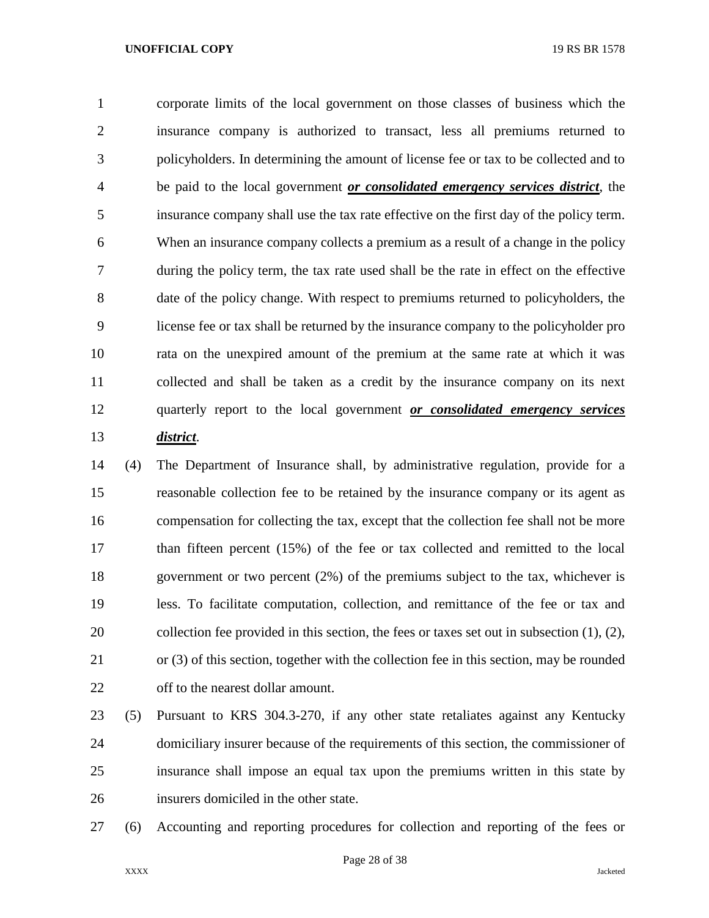corporate limits of the local government on those classes of business which the insurance company is authorized to transact, less all premiums returned to policyholders. In determining the amount of license fee or tax to be collected and to be paid to the local government ***or consolidated emergency services district***, the insurance company shall use the tax rate effective on the first day of the policy term. When an insurance company collects a premium as a result of a change in the policy during the policy term, the tax rate used shall be the rate in effect on the effective date of the policy change. With respect to premiums returned to policyholders, the license fee or tax shall be returned by the insurance company to the policyholder pro rata on the unexpired amount of the premium at the same rate at which it was collected and shall be taken as a credit by the insurance company on its next quarterly report to the local government ***or consolidated emergency services district***.

(4) The Department of Insurance shall, by administrative regulation, provide for a reasonable collection fee to be retained by the insurance company or its agent as compensation for collecting the tax, except that the collection fee shall not be more than fifteen percent (15%) of the fee or tax collected and remitted to the local government or two percent (2%) of the premiums subject to the tax, whichever is less. To facilitate computation, collection, and remittance of the fee or tax and collection fee provided in this section, the fees or taxes set out in subsection (1), (2), or (3) of this section, together with the collection fee in this section, may be rounded off to the nearest dollar amount.

(5) Pursuant to KRS 304.3-270, if any other state retaliates against any Kentucky domiciliary insurer because of the requirements of this section, the commissioner of insurance shall impose an equal tax upon the premiums written in this state by insurers domiciled in the other state.

(6) Accounting and reporting procedures for collection and reporting of the fees or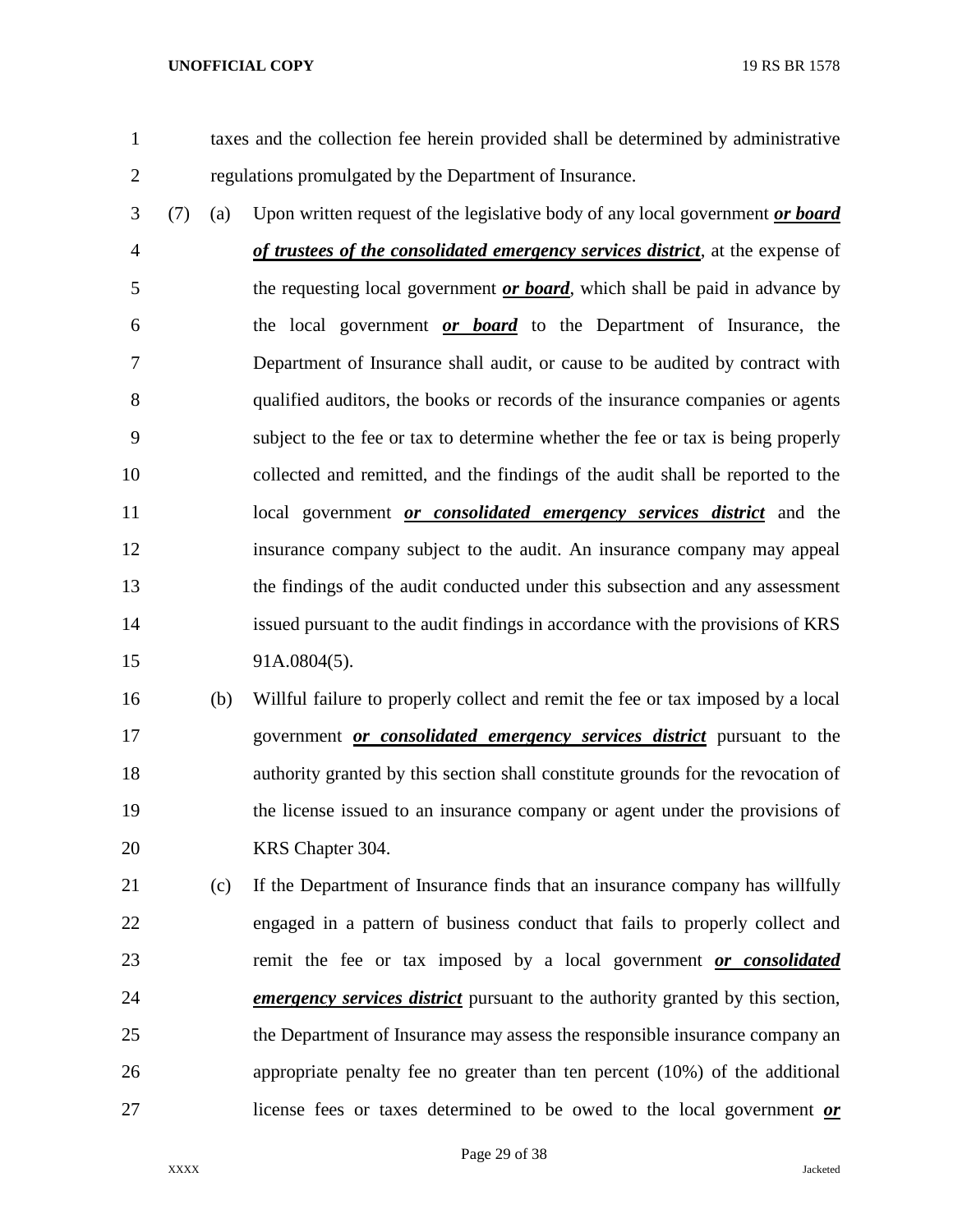taxes and the collection fee herein provided shall be determined by administrative regulations promulgated by the Department of Insurance.

(7) (a) Upon written request of the legislative body of any local government ***or board of trustees of the consolidated emergency services district***, at the expense of the requesting local government ***or board***, which shall be paid in advance by the local government ***or board*** to the Department of Insurance, the Department of Insurance shall audit, or cause to be audited by contract with qualified auditors, the books or records of the insurance companies or agents subject to the fee or tax to determine whether the fee or tax is being properly collected and remitted, and the findings of the audit shall be reported to the local government ***or consolidated emergency services district*** and the insurance company subject to the audit. An insurance company may appeal the findings of the audit conducted under this subsection and any assessment issued pursuant to the audit findings in accordance with the provisions of KRS 91A.0804(5).

(b) Willful failure to properly collect and remit the fee or tax imposed by a local government ***or consolidated emergency services district*** pursuant to the authority granted by this section shall constitute grounds for the revocation of the license issued to an insurance company or agent under the provisions of KRS Chapter 304.

(c) If the Department of Insurance finds that an insurance company has willfully engaged in a pattern of business conduct that fails to properly collect and remit the fee or tax imposed by a local government ***or consolidated emergency services district*** pursuant to the authority granted by this section, the Department of Insurance may assess the responsible insurance company an appropriate penalty fee no greater than ten percent (10%) of the additional license fees or taxes determined to be owed to the local government ***or***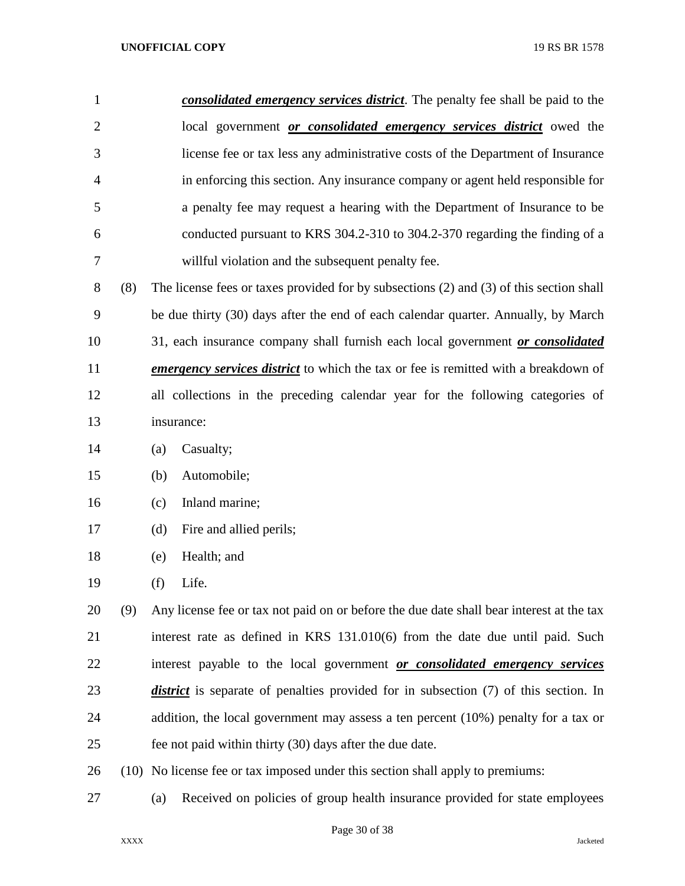***consolidated emergency services district***. The penalty fee shall be paid to the local government ***or consolidated emergency services district*** owed the license fee or tax less any administrative costs of the Department of Insurance in enforcing this section. Any insurance company or agent held responsible for a penalty fee may request a hearing with the Department of Insurance to be conducted pursuant to KRS 304.2-310 to 304.2-370 regarding the finding of a willful violation and the subsequent penalty fee.

(8) The license fees or taxes provided for by subsections (2) and (3) of this section shall be due thirty (30) days after the end of each calendar quarter. Annually, by March 31, each insurance company shall furnish each local government ***or consolidated emergency services district*** to which the tax or fee is remitted with a breakdown of all collections in the preceding calendar year for the following categories of insurance:

(a) Casualty;

(b) Automobile;

(c) Inland marine;

(d) Fire and allied perils;

(e) Health; and

(f) Life.

(9) Any license fee or tax not paid on or before the due date shall bear interest at the tax interest rate as defined in KRS 131.010(6) from the date due until paid. Such interest payable to the local government ***or consolidated emergency services district*** is separate of penalties provided for in subsection (7) of this section. In addition, the local government may assess a ten percent (10%) penalty for a tax or fee not paid within thirty (30) days after the due date.

(10) No license fee or tax imposed under this section shall apply to premiums:

(a) Received on policies of group health insurance provided for state employees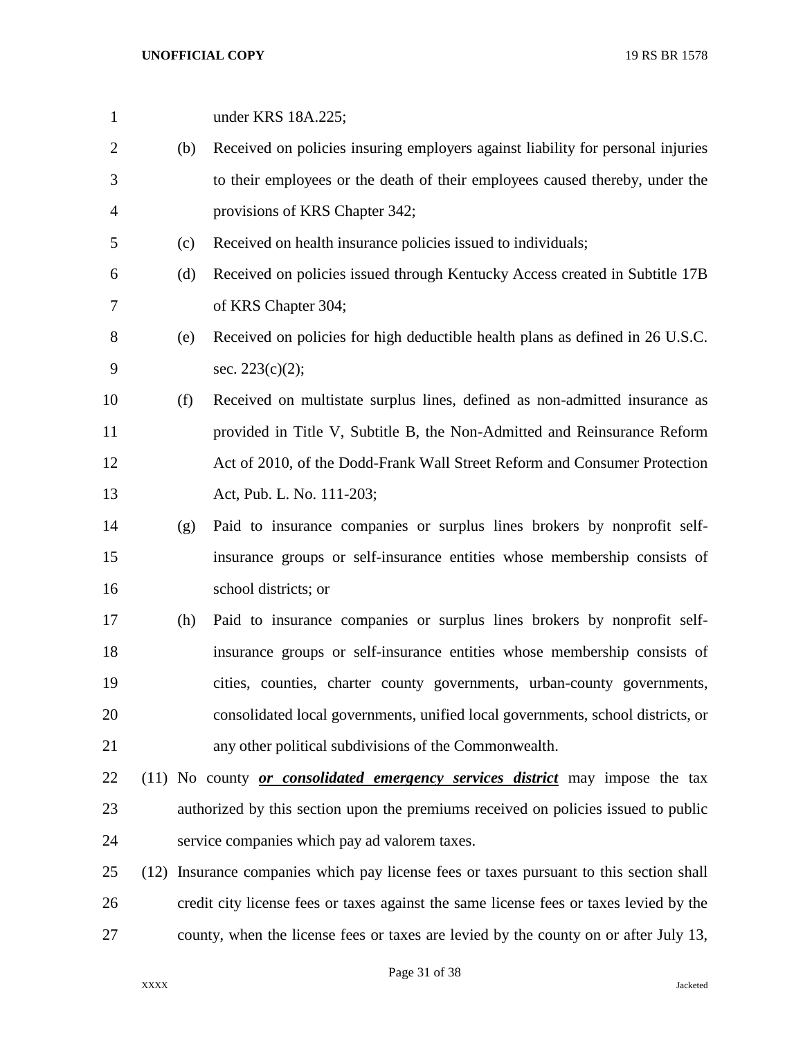under KRS 18A.225;

(b) Received on policies insuring employers against liability for personal injuries to their employees or the death of their employees caused thereby, under the provisions of KRS Chapter 342;

(c) Received on health insurance policies issued to individuals;

(d) Received on policies issued through Kentucky Access created in Subtitle 17B of KRS Chapter 304;

(e) Received on policies for high deductible health plans as defined in 26 U.S.C. sec. 223(c)(2);

(f) Received on multistate surplus lines, defined as non-admitted insurance as provided in Title V, Subtitle B, the Non-Admitted and Reinsurance Reform Act of 2010, of the Dodd-Frank Wall Street Reform and Consumer Protection Act, Pub. L. No. 111-203;

(g) Paid to insurance companies or surplus lines brokers by nonprofit self-insurance groups or self-insurance entities whose membership consists of school districts; or

(h) Paid to insurance companies or surplus lines brokers by nonprofit self-insurance groups or self-insurance entities whose membership consists of cities, counties, charter county governments, urban-county governments, consolidated local governments, unified local governments, school districts, or any other political subdivisions of the Commonwealth.

(11) No county ***or consolidated emergency services district*** may impose the tax authorized by this section upon the premiums received on policies issued to public service companies which pay ad valorem taxes.

(12) Insurance companies which pay license fees or taxes pursuant to this section shall credit city license fees or taxes against the same license fees or taxes levied by the county, when the license fees or taxes are levied by the county on or after July 13,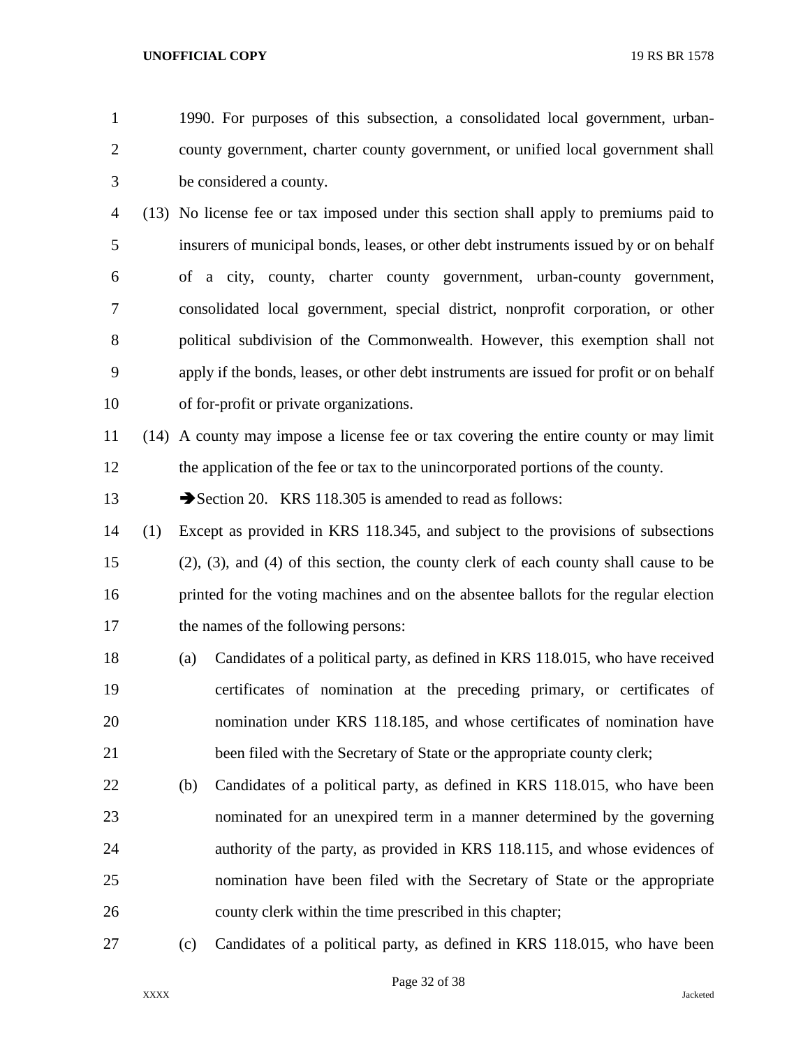1990. For purposes of this subsection, a consolidated local government, urban-county government, charter county government, or unified local government shall be considered a county.

(13) No license fee or tax imposed under this section shall apply to premiums paid to insurers of municipal bonds, leases, or other debt instruments issued by or on behalf of a city, county, charter county government, urban-county government, consolidated local government, special district, nonprofit corporation, or other political subdivision of the Commonwealth. However, this exemption shall not apply if the bonds, leases, or other debt instruments are issued for profit or on behalf of for-profit or private organizations.

(14) A county may impose a license fee or tax covering the entire county or may limit the application of the fee or tax to the unincorporated portions of the county.

➔Section 20. KRS 118.305 is amended to read as follows:

(1) Except as provided in KRS 118.345, and subject to the provisions of subsections (2), (3), and (4) of this section, the county clerk of each county shall cause to be printed for the voting machines and on the absentee ballots for the regular election the names of the following persons:

(a) Candidates of a political party, as defined in KRS 118.015, who have received certificates of nomination at the preceding primary, or certificates of nomination under KRS 118.185, and whose certificates of nomination have been filed with the Secretary of State or the appropriate county clerk;

(b) Candidates of a political party, as defined in KRS 118.015, who have been nominated for an unexpired term in a manner determined by the governing authority of the party, as provided in KRS 118.115, and whose evidences of nomination have been filed with the Secretary of State or the appropriate county clerk within the time prescribed in this chapter;

(c) Candidates of a political party, as defined in KRS 118.015, who have been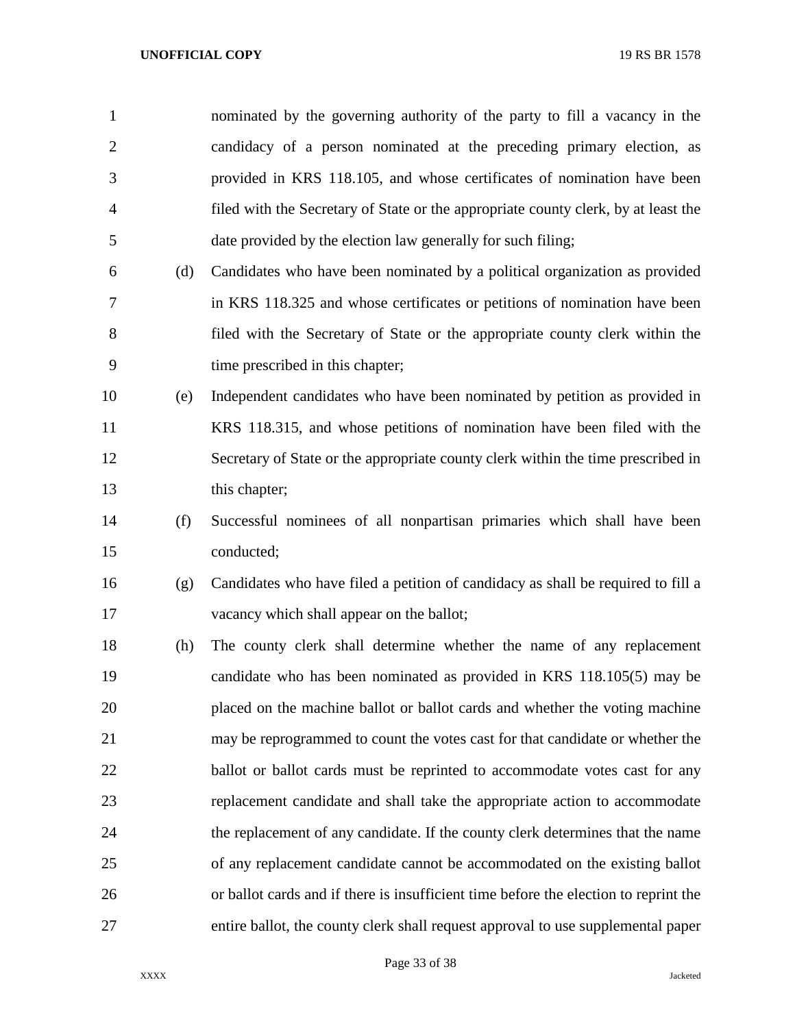nominated by the governing authority of the party to fill a vacancy in the candidacy of a person nominated at the preceding primary election, as provided in KRS 118.105, and whose certificates of nomination have been filed with the Secretary of State or the appropriate county clerk, by at least the date provided by the election law generally for such filing;

(d) Candidates who have been nominated by a political organization as provided in KRS 118.325 and whose certificates or petitions of nomination have been filed with the Secretary of State or the appropriate county clerk within the time prescribed in this chapter;

(e) Independent candidates who have been nominated by petition as provided in KRS 118.315, and whose petitions of nomination have been filed with the Secretary of State or the appropriate county clerk within the time prescribed in this chapter;

(f) Successful nominees of all nonpartisan primaries which shall have been conducted;

(g) Candidates who have filed a petition of candidacy as shall be required to fill a vacancy which shall appear on the ballot;

(h) The county clerk shall determine whether the name of any replacement candidate who has been nominated as provided in KRS 118.105(5) may be placed on the machine ballot or ballot cards and whether the voting machine may be reprogrammed to count the votes cast for that candidate or whether the ballot or ballot cards must be reprinted to accommodate votes cast for any replacement candidate and shall take the appropriate action to accommodate the replacement of any candidate. If the county clerk determines that the name of any replacement candidate cannot be accommodated on the existing ballot or ballot cards and if there is insufficient time before the election to reprint the entire ballot, the county clerk shall request approval to use supplemental paper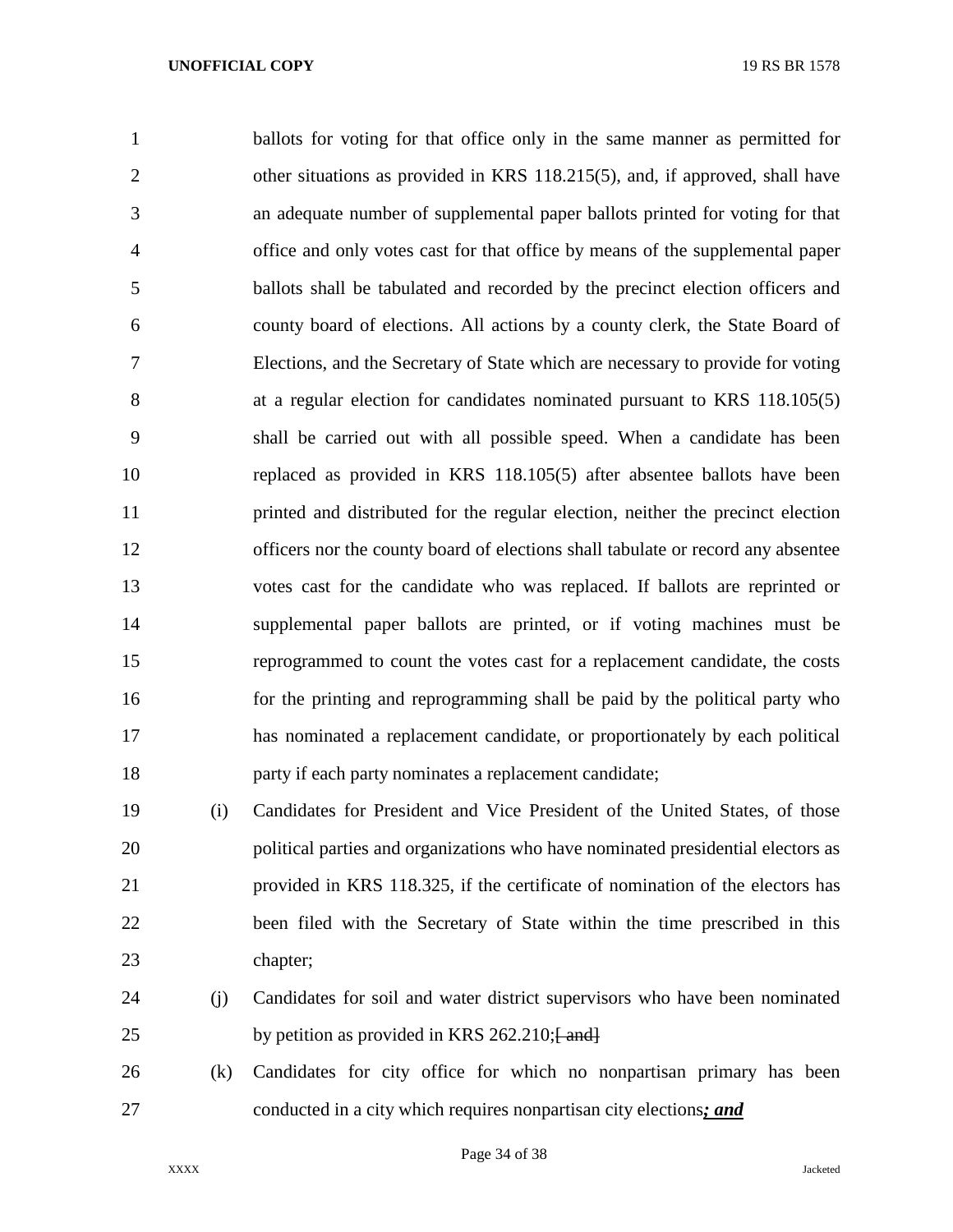ballots for voting for that office only in the same manner as permitted for other situations as provided in KRS 118.215(5), and, if approved, shall have an adequate number of supplemental paper ballots printed for voting for that office and only votes cast for that office by means of the supplemental paper ballots shall be tabulated and recorded by the precinct election officers and county board of elections. All actions by a county clerk, the State Board of Elections, and the Secretary of State which are necessary to provide for voting at a regular election for candidates nominated pursuant to KRS 118.105(5) shall be carried out with all possible speed. When a candidate has been replaced as provided in KRS 118.105(5) after absentee ballots have been printed and distributed for the regular election, neither the precinct election officers nor the county board of elections shall tabulate or record any absentee votes cast for the candidate who was replaced. If ballots are reprinted or supplemental paper ballots are printed, or if voting machines must be reprogrammed to count the votes cast for a replacement candidate, the costs for the printing and reprogramming shall be paid by the political party who has nominated a replacement candidate, or proportionately by each political party if each party nominates a replacement candidate;

(i) Candidates for President and Vice President of the United States, of those political parties and organizations who have nominated presidential electors as provided in KRS 118.325, if the certificate of nomination of the electors has been filed with the Secretary of State within the time prescribed in this chapter;

(j) Candidates for soil and water district supervisors who have been nominated by petition as provided in KRS 262.210;~~[ and]~~

(k) Candidates for city office for which no nonpartisan primary has been conducted in a city which requires nonpartisan city elections***; and***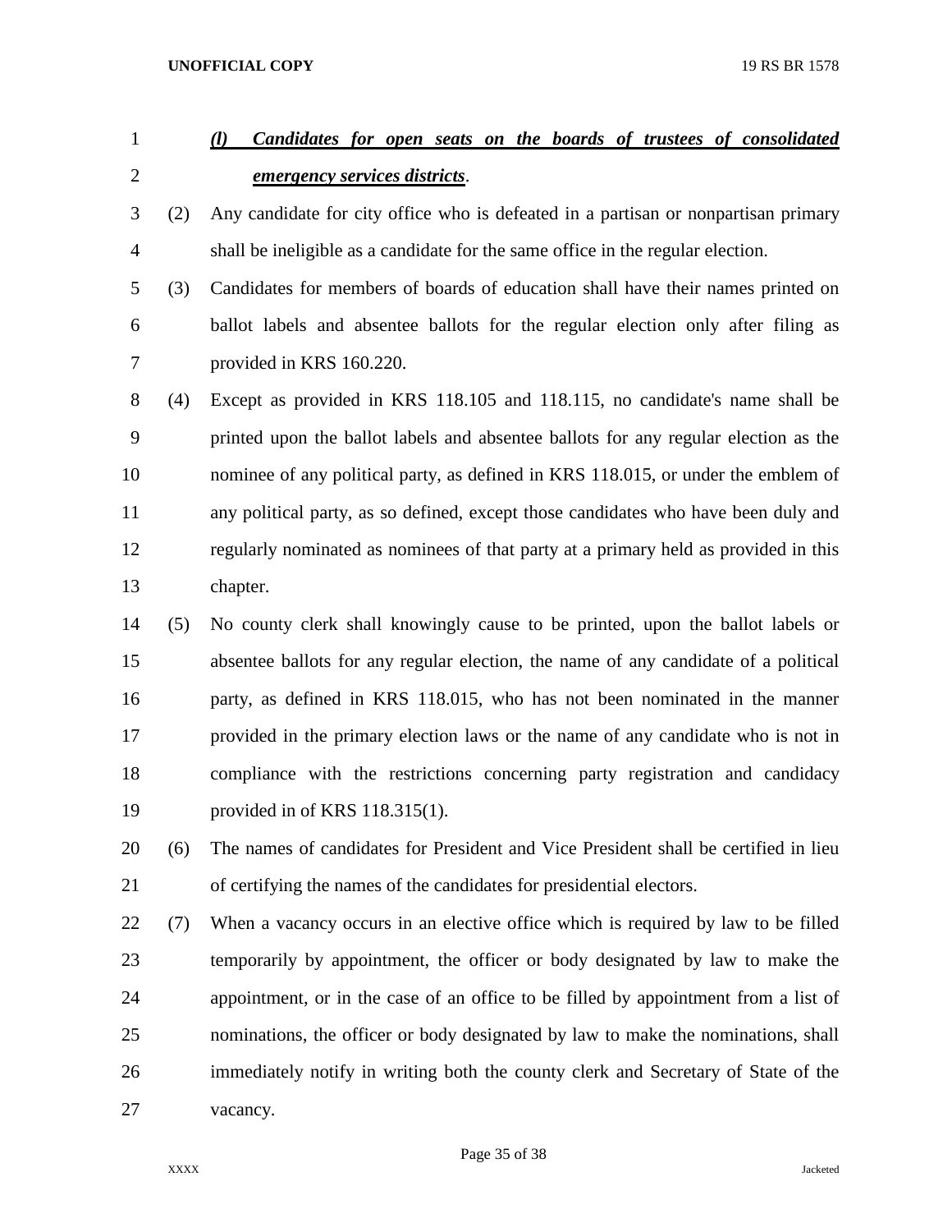*(l) Candidates for open seats on the boards of trustees of consolidated emergency services districts*.

(2) Any candidate for city office who is defeated in a partisan or nonpartisan primary shall be ineligible as a candidate for the same office in the regular election.

(3) Candidates for members of boards of education shall have their names printed on ballot labels and absentee ballots for the regular election only after filing as provided in KRS 160.220.

(4) Except as provided in KRS 118.105 and 118.115, no candidate's name shall be printed upon the ballot labels and absentee ballots for any regular election as the nominee of any political party, as defined in KRS 118.015, or under the emblem of any political party, as so defined, except those candidates who have been duly and regularly nominated as nominees of that party at a primary held as provided in this chapter.

(5) No county clerk shall knowingly cause to be printed, upon the ballot labels or absentee ballots for any regular election, the name of any candidate of a political party, as defined in KRS 118.015, who has not been nominated in the manner provided in the primary election laws or the name of any candidate who is not in compliance with the restrictions concerning party registration and candidacy provided in of KRS 118.315(1).

(6) The names of candidates for President and Vice President shall be certified in lieu of certifying the names of the candidates for presidential electors.

(7) When a vacancy occurs in an elective office which is required by law to be filled temporarily by appointment, the officer or body designated by law to make the appointment, or in the case of an office to be filled by appointment from a list of nominations, the officer or body designated by law to make the nominations, shall immediately notify in writing both the county clerk and Secretary of State of the vacancy.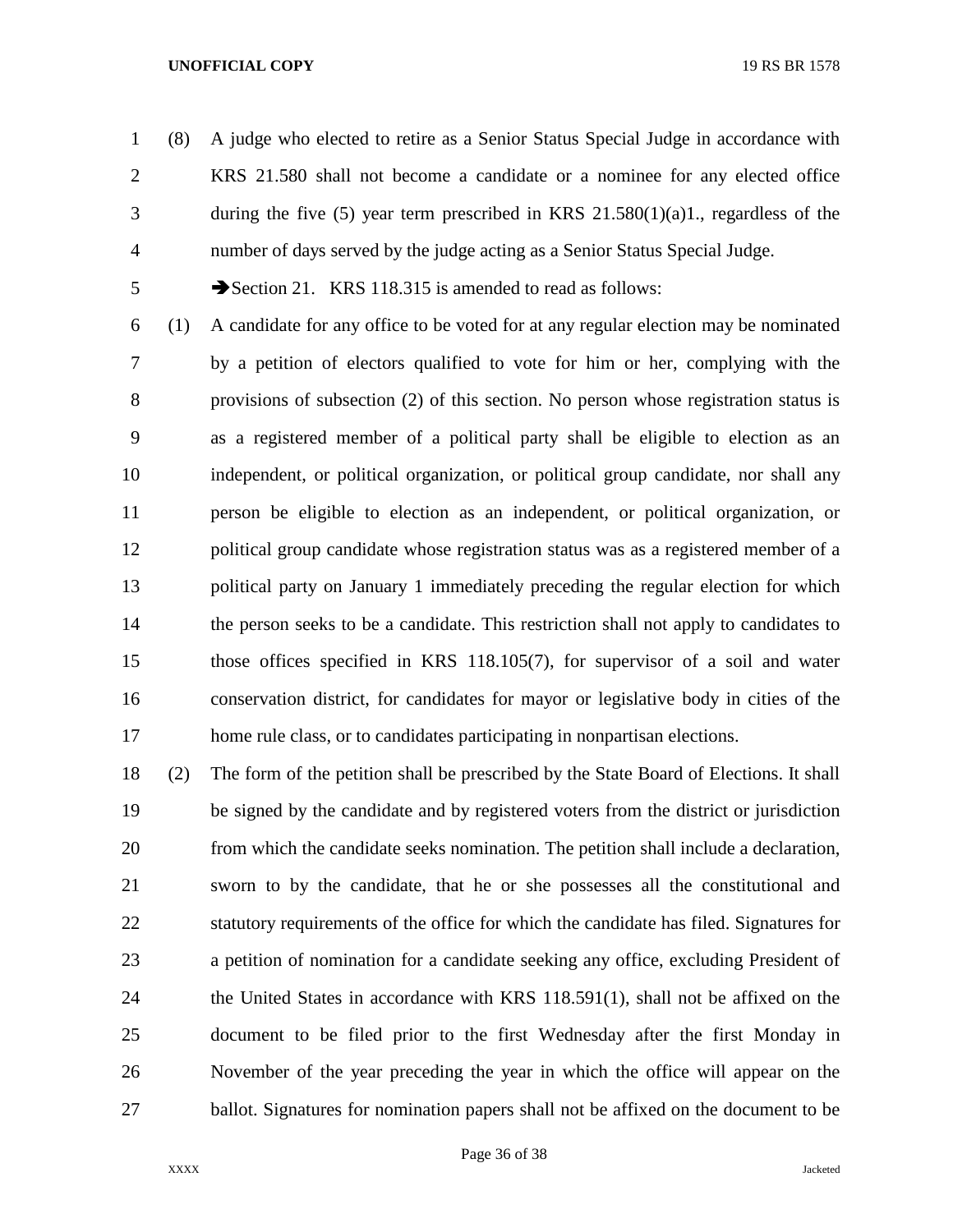(8) A judge who elected to retire as a Senior Status Special Judge in accordance with KRS 21.580 shall not become a candidate or a nominee for any elected office during the five (5) year term prescribed in KRS 21.580(1)(a)1., regardless of the number of days served by the judge acting as a Senior Status Special Judge.

➔Section 21. KRS 118.315 is amended to read as follows:

(1) A candidate for any office to be voted for at any regular election may be nominated by a petition of electors qualified to vote for him or her, complying with the provisions of subsection (2) of this section. No person whose registration status is as a registered member of a political party shall be eligible to election as an independent, or political organization, or political group candidate, nor shall any person be eligible to election as an independent, or political organization, or political group candidate whose registration status was as a registered member of a political party on January 1 immediately preceding the regular election for which the person seeks to be a candidate. This restriction shall not apply to candidates to those offices specified in KRS 118.105(7), for supervisor of a soil and water conservation district, for candidates for mayor or legislative body in cities of the home rule class, or to candidates participating in nonpartisan elections.

(2) The form of the petition shall be prescribed by the State Board of Elections. It shall be signed by the candidate and by registered voters from the district or jurisdiction from which the candidate seeks nomination. The petition shall include a declaration, sworn to by the candidate, that he or she possesses all the constitutional and statutory requirements of the office for which the candidate has filed. Signatures for a petition of nomination for a candidate seeking any office, excluding President of the United States in accordance with KRS 118.591(1), shall not be affixed on the document to be filed prior to the first Wednesday after the first Monday in November of the year preceding the year in which the office will appear on the ballot. Signatures for nomination papers shall not be affixed on the document to be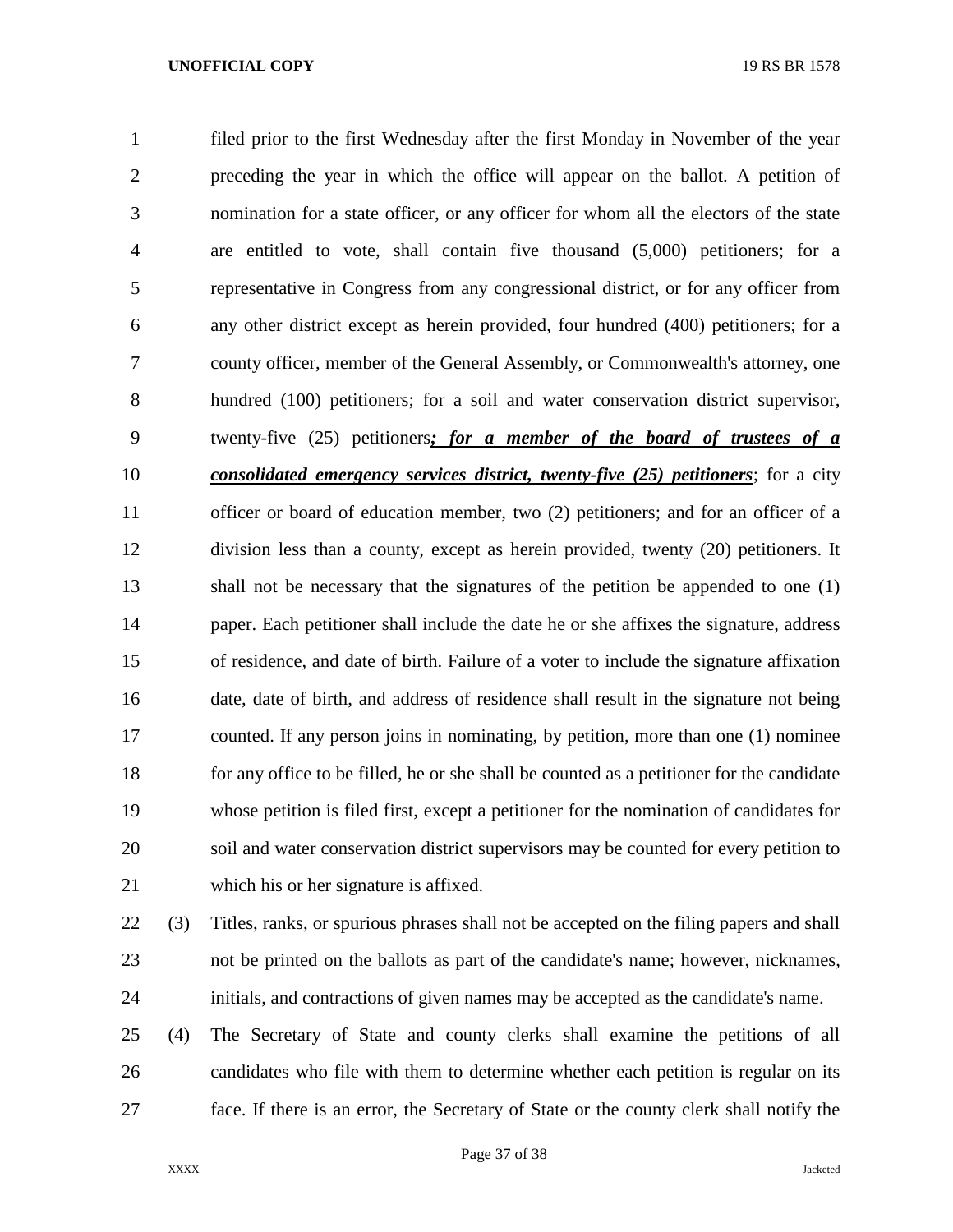filed prior to the first Wednesday after the first Monday in November of the year preceding the year in which the office will appear on the ballot. A petition of nomination for a state officer, or any officer for whom all the electors of the state are entitled to vote, shall contain five thousand (5,000) petitioners; for a representative in Congress from any congressional district, or for any officer from any other district except as herein provided, four hundred (400) petitioners; for a county officer, member of the General Assembly, or Commonwealth's attorney, one hundred (100) petitioners; for a soil and water conservation district supervisor, twenty-five (25) petitioners***; for a member of the board of trustees of a consolidated emergency services district, twenty-five (25) petitioners***; for a city officer or board of education member, two (2) petitioners; and for an officer of a division less than a county, except as herein provided, twenty (20) petitioners. It shall not be necessary that the signatures of the petition be appended to one (1) paper. Each petitioner shall include the date he or she affixes the signature, address of residence, and date of birth. Failure of a voter to include the signature affixation date, date of birth, and address of residence shall result in the signature not being counted. If any person joins in nominating, by petition, more than one (1) nominee for any office to be filled, he or she shall be counted as a petitioner for the candidate whose petition is filed first, except a petitioner for the nomination of candidates for soil and water conservation district supervisors may be counted for every petition to which his or her signature is affixed.

(3) Titles, ranks, or spurious phrases shall not be accepted on the filing papers and shall not be printed on the ballots as part of the candidate's name; however, nicknames, initials, and contractions of given names may be accepted as the candidate's name.

(4) The Secretary of State and county clerks shall examine the petitions of all candidates who file with them to determine whether each petition is regular on its face. If there is an error, the Secretary of State or the county clerk shall notify the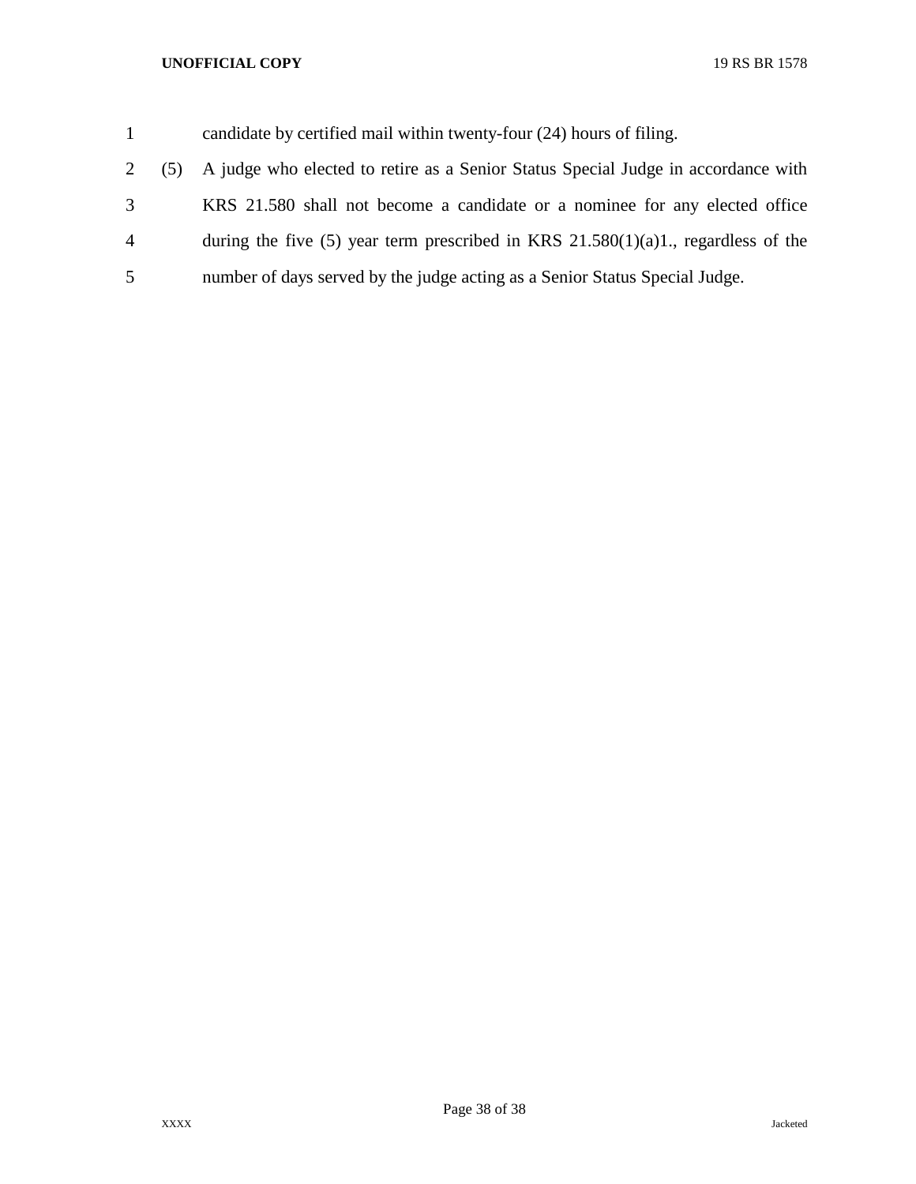candidate by certified mail within twenty-four (24) hours of filing.

(5) A judge who elected to retire as a Senior Status Special Judge in accordance with KRS 21.580 shall not become a candidate or a nominee for any elected office during the five (5) year term prescribed in KRS 21.580(1)(a)1., regardless of the number of days served by the judge acting as a Senior Status Special Judge.